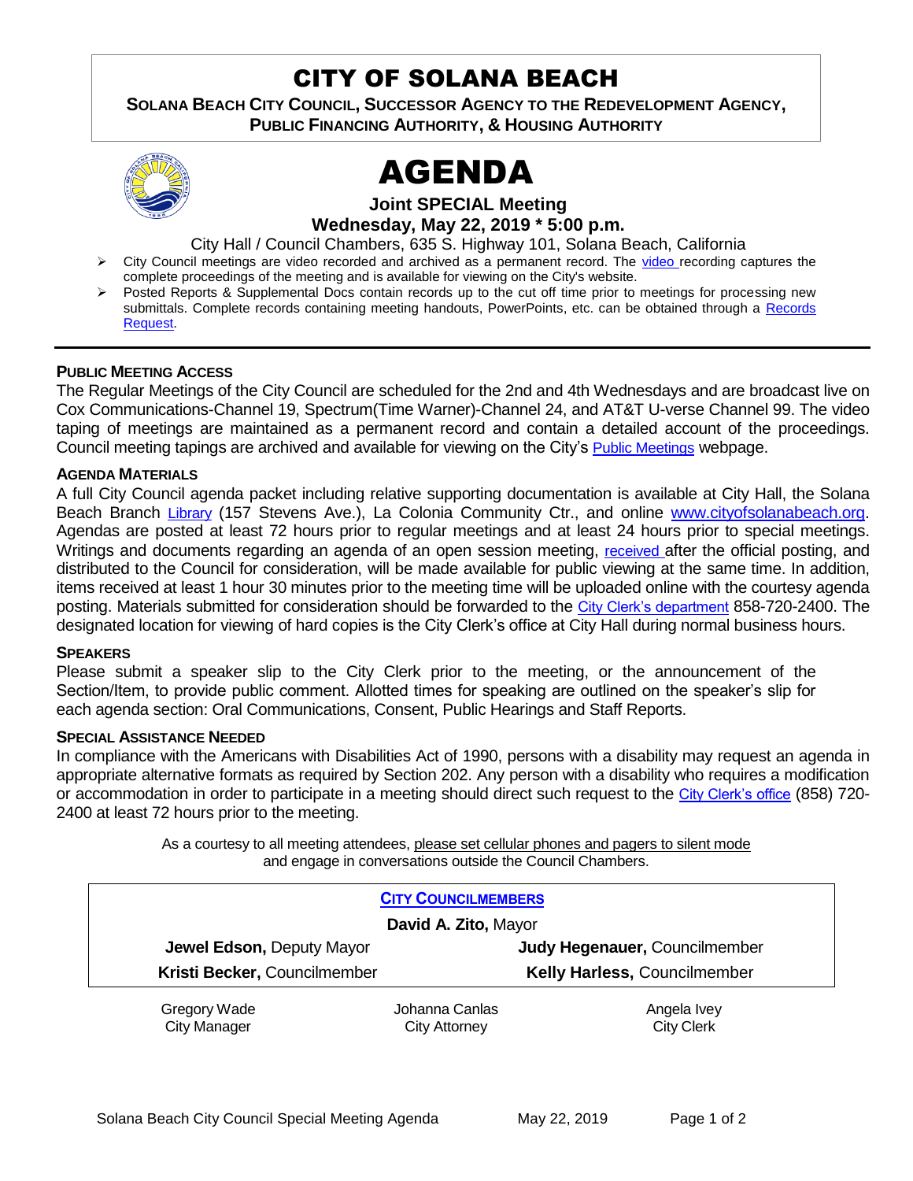# CITY OF SOLANA BEACH

**SOLANA BEACH CITY COUNCIL, SUCCESSOR AGENCY TO THE REDEVELOPMENT AGENCY, PUBLIC FINANCING AUTHORITY, & HOUSING AUTHORITY**

# AGENDA

**Joint SPECIAL Meeting**

**Wednesday, May 22, 2019 * 5:00 p.m.**

City Hall / Council Chambers, 635 S. Highway 101, Solana Beach, California

- City Council meetings are video recorded and archived as a permanent record. The video recording captures the complete proceedings of the meeting and is available for viewing on the City's website.
- Posted Reports & Supplemental Docs contain records up to the cut off time prior to meetings for processing new submittals. Complete records containing meeting handouts, PowerPoints, etc. can be obtained through a Records Request.

### PUBLIC MEETING ACCESS

The Regular Meetings of the City Council are scheduled for the 2nd and 4th Wednesdays and are broadcast live on Cox Communications-Channel 19, Spectrum(Time Warner)-Channel 24, and AT&T U-verse Channel 99. The video taping of meetings are maintained as a permanent record and contain a detailed account of the proceedings. Council meeting tapings are archived and available for viewing on the City's Public Meetings webpage.

### AGENDA MATERIALS

A full City Council agenda packet including relative supporting documentation is available at City Hall, the Solana Beach Branch Library (157 Stevens Ave.), La Colonia Community Ctr., and online www.cityofsolanabeach.org. Agendas are posted at least 72 hours prior to regular meetings and at least 24 hours prior to special meetings. Writings and documents regarding an agenda of an open session meeting, received after the official posting, and distributed to the Council for consideration, will be made available for public viewing at the same time. In addition, items received at least 1 hour 30 minutes prior to the meeting time will be uploaded online with the courtesy agenda posting. Materials submitted for consideration should be forwarded to the City Clerk's department 858-720-2400. The designated location for viewing of hard copies is the City Clerk's office at City Hall during normal business hours.

### SPEAKERS

Please submit a speaker slip to the City Clerk prior to the meeting, or the announcement of the Section/Item, to provide public comment. Allotted times for speaking are outlined on the speaker's slip for each agenda section: Oral Communications, Consent, Public Hearings and Staff Reports.

### SPECIAL ASSISTANCE NEEDED

In compliance with the Americans with Disabilities Act of 1990, persons with a disability may request an agenda in appropriate alternative formats as required by Section 202. Any person with a disability who requires a modification or accommodation in order to participate in a meeting should direct such request to the City Clerk's office (858) 720-2400 at least 72 hours prior to the meeting.

As a courtesy to all meeting attendees, please set cellular phones and pagers to silent mode and engage in conversations outside the Council Chambers.

| CITY COUNCILMEMBERS | |
|---|---|
| **David A. Zito,** Mayor | |
| **Jewel Edson,** Deputy Mayor | **Judy Hegenauer,** Councilmember |
| **Kristi Becker,** Councilmember | **Kelly Harless,** Councilmember |

| Gregory Wade | Johanna Canlas | Angela Ivey |
|---|---|---|
| City Manager | City Attorney | City Clerk |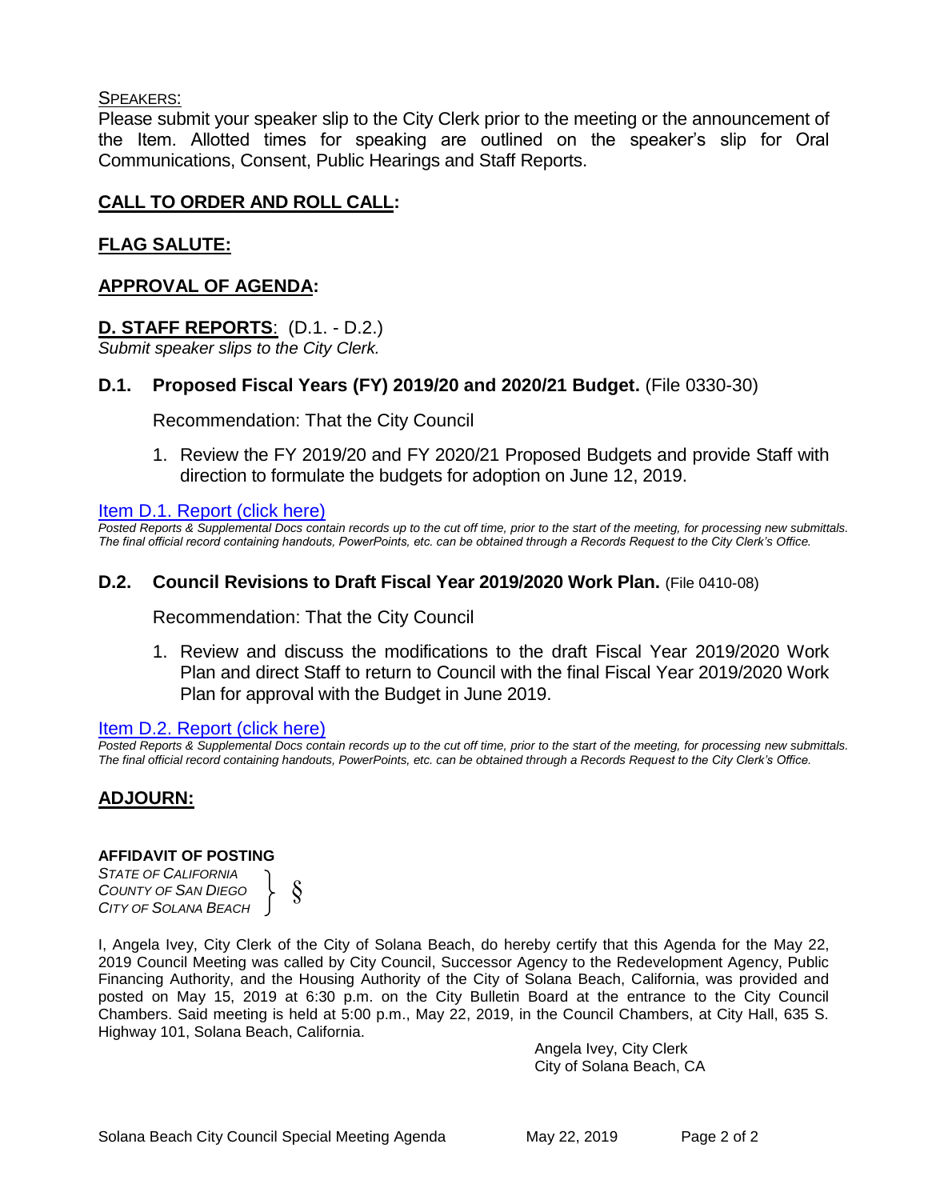<u>SPEAKERS:</u>

Please submit your speaker slip to the City Clerk prior to the meeting or the announcement of the Item. Allotted times for speaking are outlined on the speaker's slip for Oral Communications, Consent, Public Hearings and Staff Reports.

## CALL TO ORDER AND ROLL CALL:

## FLAG SALUTE:

## APPROVAL OF AGENDA:

## D. STAFF REPORTS: (D.1. - D.2.)

*Submit speaker slips to the City Clerk.*

### D.1. Proposed Fiscal Years (FY) 2019/20 and 2020/21 Budget. (File 0330-30)

Recommendation: That the City Council

1. Review the FY 2019/20 and FY 2020/21 Proposed Budgets and provide Staff with direction to formulate the budgets for adoption on June 12, 2019.

Item D.1. Report (click here)

*Posted Reports & Supplemental Docs contain records up to the cut off time, prior to the start of the meeting, for processing new submittals. The final official record containing handouts, PowerPoints, etc. can be obtained through a Records Request to the City Clerk's Office.*

### D.2. Council Revisions to Draft Fiscal Year 2019/2020 Work Plan. (File 0410-08)

Recommendation: That the City Council

1. Review and discuss the modifications to the draft Fiscal Year 2019/2020 Work Plan and direct Staff to return to Council with the final Fiscal Year 2019/2020 Work Plan for approval with the Budget in June 2019.

Item D.2. Report (click here)

*Posted Reports & Supplemental Docs contain records up to the cut off time, prior to the start of the meeting, for processing new submittals. The final official record containing handouts, PowerPoints, etc. can be obtained through a Records Request to the City Clerk's Office.*

## ADJOURN:

**AFFIDAVIT OF POSTING**

*STATE OF CALIFORNIA*
*COUNTY OF SAN DIEGO* } §
*CITY OF SOLANA BEACH*

I, Angela Ivey, City Clerk of the City of Solana Beach, do hereby certify that this Agenda for the May 22, 2019 Council Meeting was called by City Council, Successor Agency to the Redevelopment Agency, Public Financing Authority, and the Housing Authority of the City of Solana Beach, California, was provided and posted on May 15, 2019 at 6:30 p.m. on the City Bulletin Board at the entrance to the City Council Chambers. Said meeting is held at 5:00 p.m., May 22, 2019, in the Council Chambers, at City Hall, 635 S. Highway 101, Solana Beach, California.

Angela Ivey, City Clerk
City of Solana Beach, CA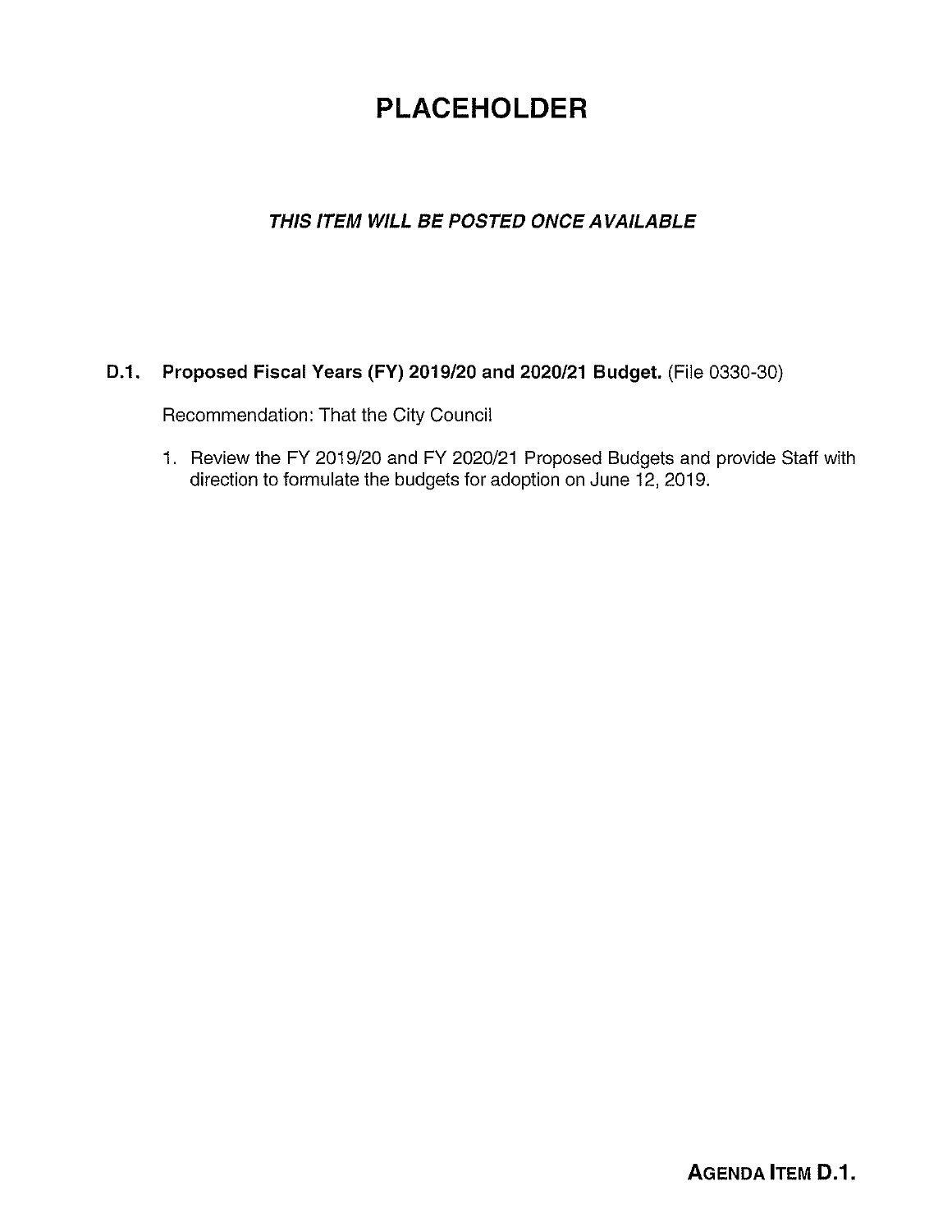# PLACEHOLDER

***THIS ITEM WILL BE POSTED ONCE AVAILABLE***

**D.1. Proposed Fiscal Years (FY) 2019/20 and 2020/21 Budget.** (File 0330-30)

Recommendation: That the City Council

1. Review the FY 2019/20 and FY 2020/21 Proposed Budgets and provide Staff with direction to formulate the budgets for adoption on June 12, 2019.

**AGENDA ITEM D.1.**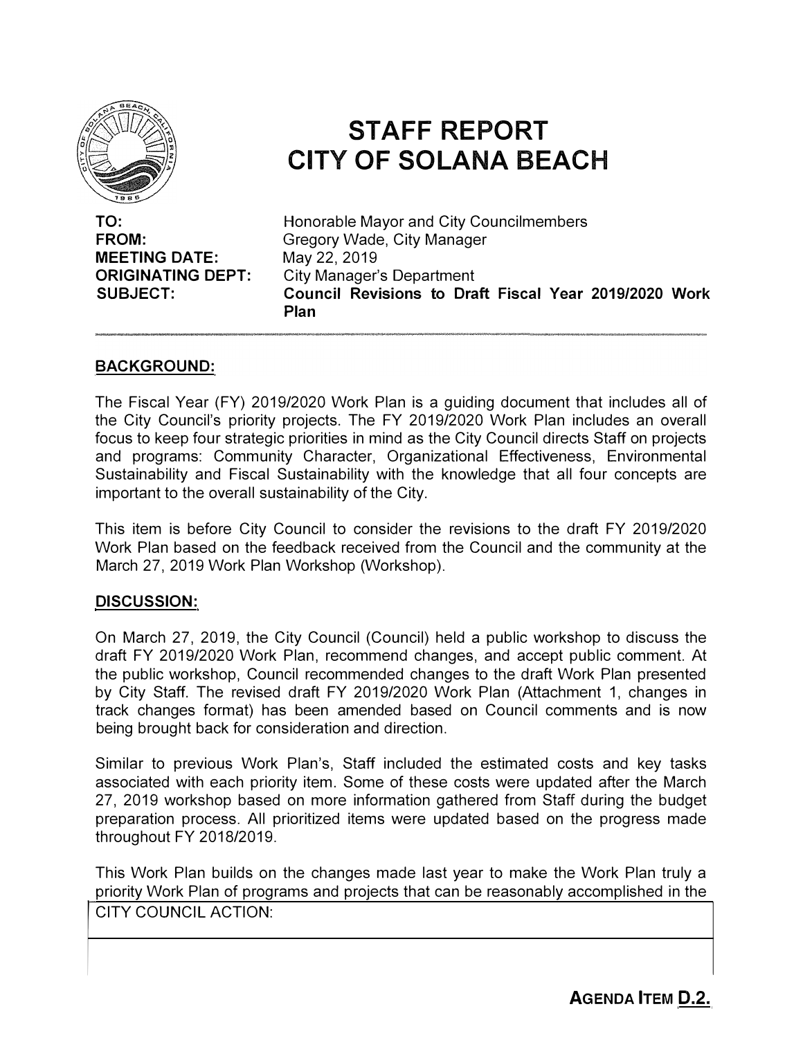# STAFF REPORT
# CITY OF SOLANA BEACH

**TO:** Honorable Mayor and City Councilmembers
**FROM:** Gregory Wade, City Manager
**MEETING DATE:** May 22, 2019
**ORIGINATING DEPT:** City Manager's Department
**SUBJECT:** **Council Revisions to Draft Fiscal Year 2019/2020 Work Plan**

## BACKGROUND:

The Fiscal Year (FY) 2019/2020 Work Plan is a guiding document that includes all of the City Council's priority projects. The FY 2019/2020 Work Plan includes an overall focus to keep four strategic priorities in mind as the City Council directs Staff on projects and programs: Community Character, Organizational Effectiveness, Environmental Sustainability and Fiscal Sustainability with the knowledge that all four concepts are important to the overall sustainability of the City.

This item is before City Council to consider the revisions to the draft FY 2019/2020 Work Plan based on the feedback received from the Council and the community at the March 27, 2019 Work Plan Workshop (Workshop).

## DISCUSSION:

On March 27, 2019, the City Council (Council) held a public workshop to discuss the draft FY 2019/2020 Work Plan, recommend changes, and accept public comment. At the public workshop, Council recommended changes to the draft Work Plan presented by City Staff. The revised draft FY 2019/2020 Work Plan (Attachment 1, changes in track changes format) has been amended based on Council comments and is now being brought back for consideration and direction.

Similar to previous Work Plan's, Staff included the estimated costs and key tasks associated with each priority item. Some of these costs were updated after the March 27, 2019 workshop based on more information gathered from Staff during the budget preparation process. All prioritized items were updated based on the progress made throughout FY 2018/2019.

This Work Plan builds on the changes made last year to make the Work Plan truly a priority Work Plan of programs and projects that can be reasonably accomplished in the

| CITY COUNCIL ACTION: |
| --- |
| |

**AGENDA ITEM D.2.**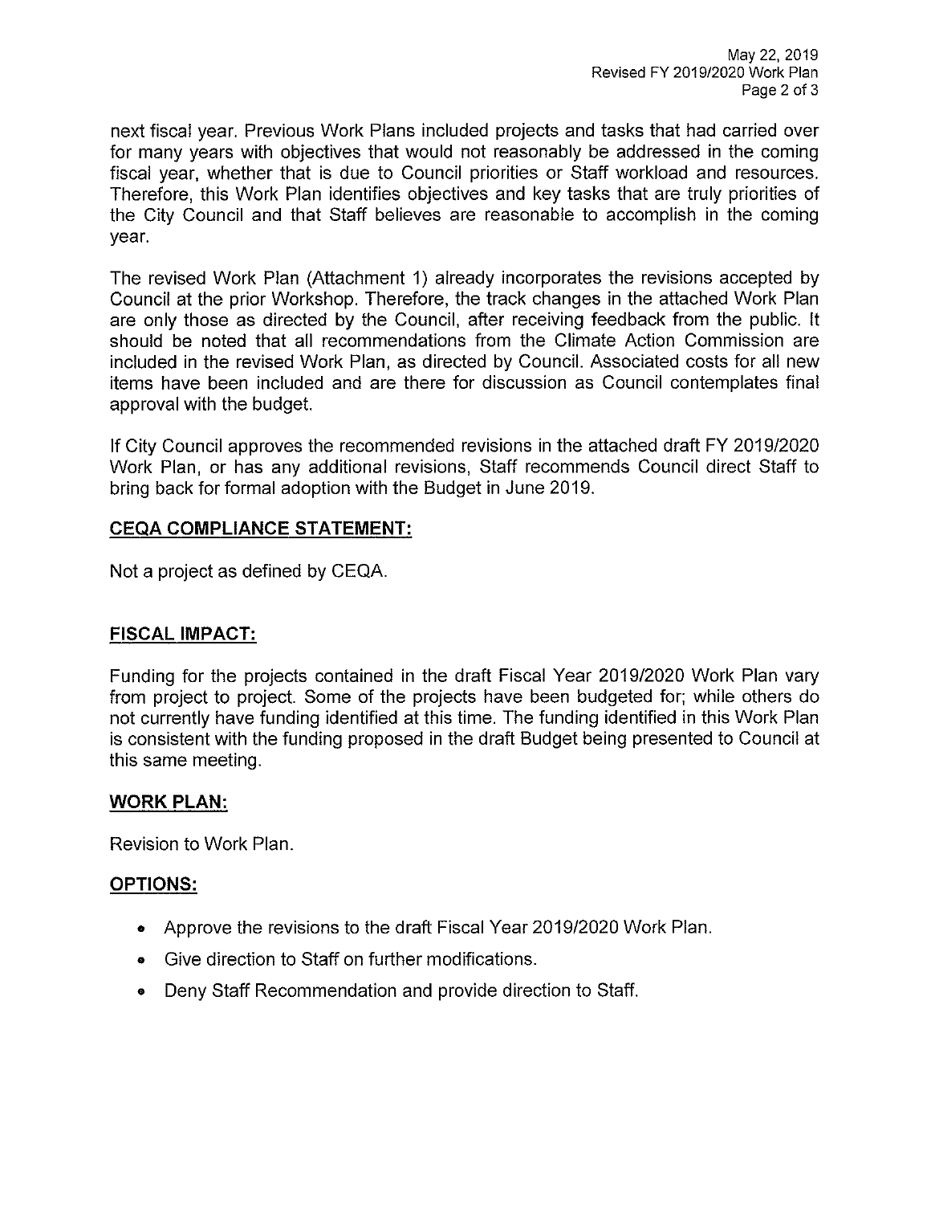next fiscal year. Previous Work Plans included projects and tasks that had carried over for many years with objectives that would not reasonably be addressed in the coming fiscal year, whether that is due to Council priorities or Staff workload and resources. Therefore, this Work Plan identifies objectives and key tasks that are truly priorities of the City Council and that Staff believes are reasonable to accomplish in the coming year.

The revised Work Plan (Attachment 1) already incorporates the revisions accepted by Council at the prior Workshop. Therefore, the track changes in the attached Work Plan are only those as directed by the Council, after receiving feedback from the public. It should be noted that all recommendations from the Climate Action Commission are included in the revised Work Plan, as directed by Council. Associated costs for all new items have been included and are there for discussion as Council contemplates final approval with the budget.

If City Council approves the recommended revisions in the attached draft FY 2019/2020 Work Plan, or has any additional revisions, Staff recommends Council direct Staff to bring back for formal adoption with the Budget in June 2019.

## CEQA COMPLIANCE STATEMENT:

Not a project as defined by CEQA.

## FISCAL IMPACT:

Funding for the projects contained in the draft Fiscal Year 2019/2020 Work Plan vary from project to project. Some of the projects have been budgeted for; while others do not currently have funding identified at this time. The funding identified in this Work Plan is consistent with the funding proposed in the draft Budget being presented to Council at this same meeting.

## WORK PLAN:

Revision to Work Plan.

## OPTIONS:

- Approve the revisions to the draft Fiscal Year 2019/2020 Work Plan.
- Give direction to Staff on further modifications.
- Deny Staff Recommendation and provide direction to Staff.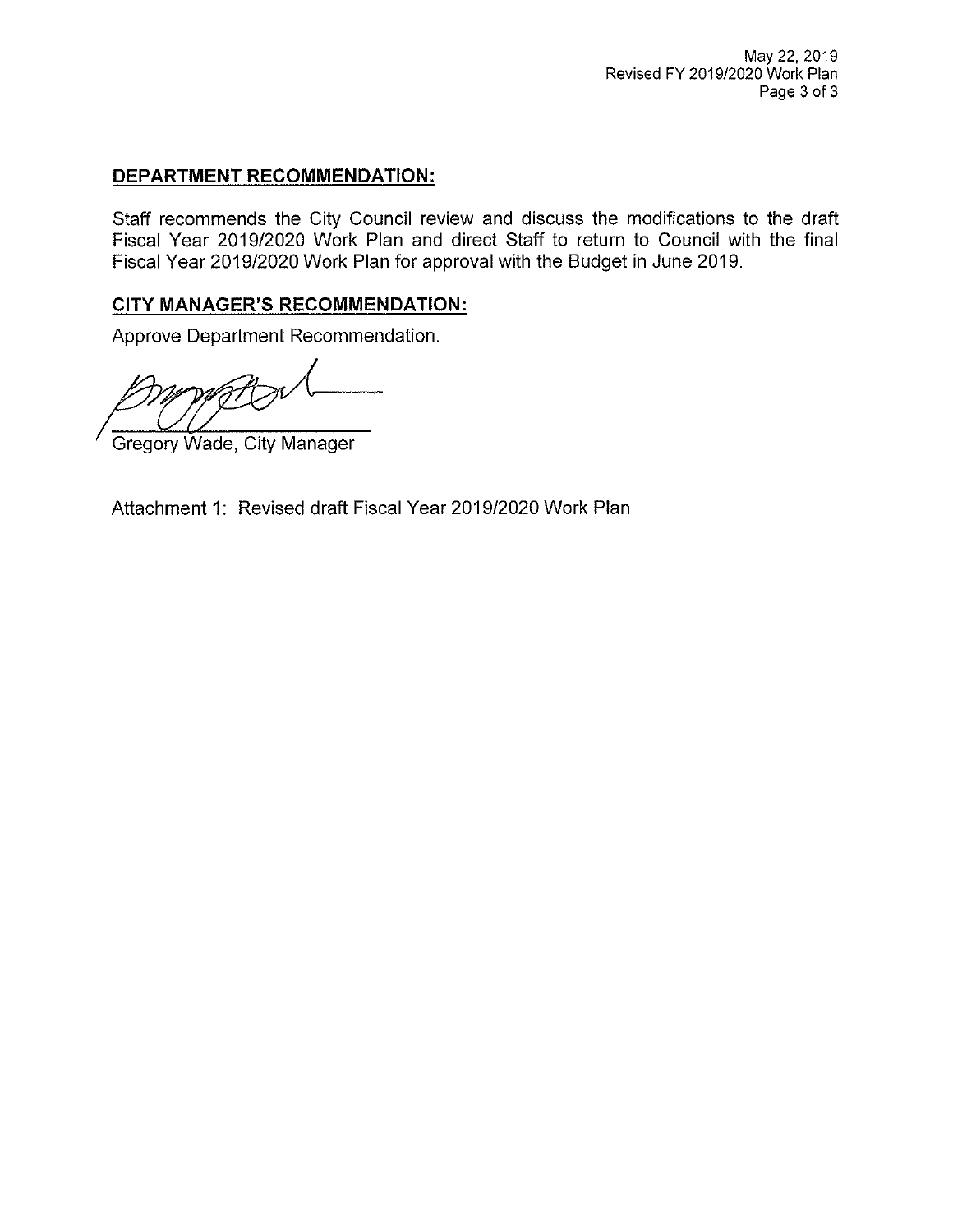## DEPARTMENT RECOMMENDATION:

Staff recommends the City Council review and discuss the modifications to the draft Fiscal Year 2019/2020 Work Plan and direct Staff to return to Council with the final Fiscal Year 2019/2020 Work Plan for approval with the Budget in June 2019.

## CITY MANAGER'S RECOMMENDATION:

Approve Department Recommendation.

Gregory Wade, City Manager

Attachment 1: Revised draft Fiscal Year 2019/2020 Work Plan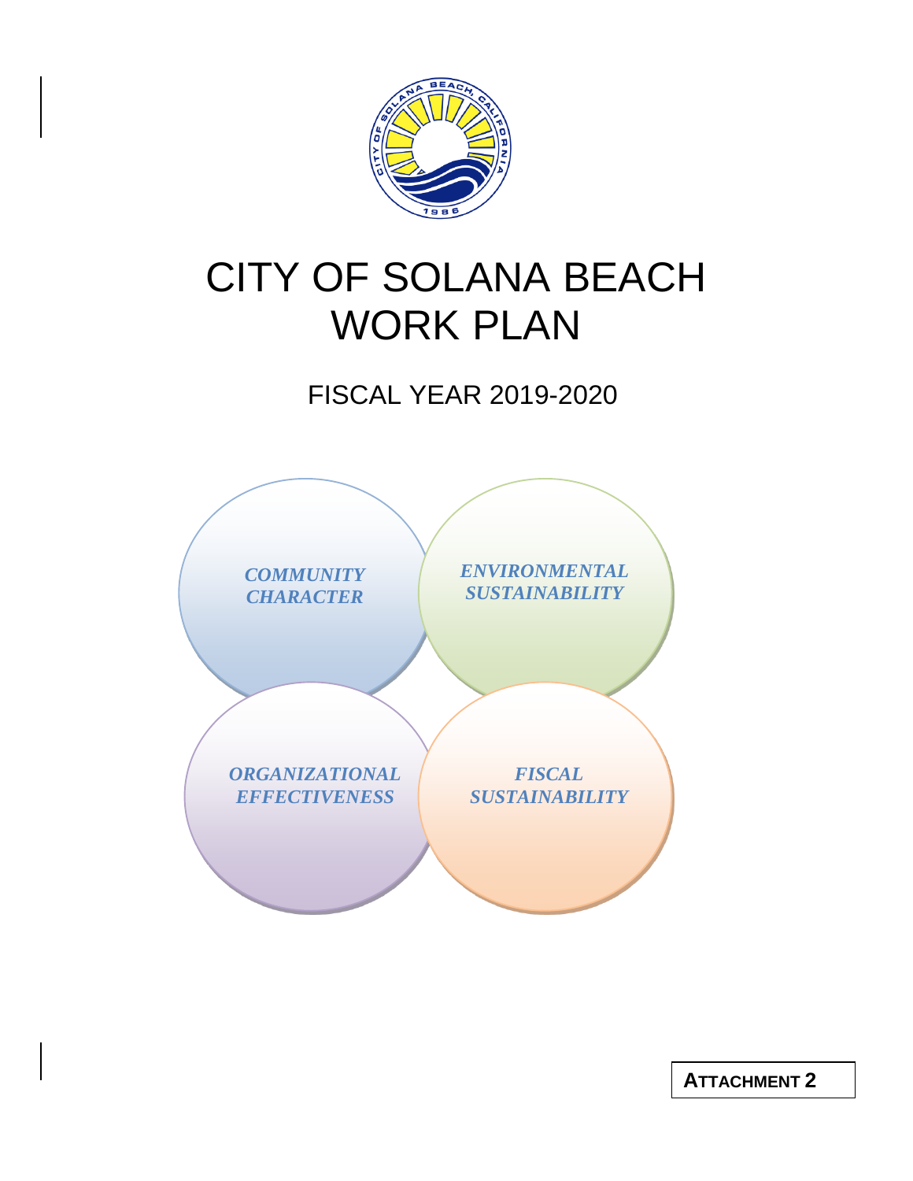# CITY OF SOLANA BEACH WORK PLAN

## FISCAL YEAR 2019-2020

*COMMUNITY CHARACTER*

*ENVIRONMENTAL SUSTAINABILITY*

*ORGANIZATIONAL EFFECTIVENESS*

*FISCAL SUSTAINABILITY*

**ATTACHMENT 2**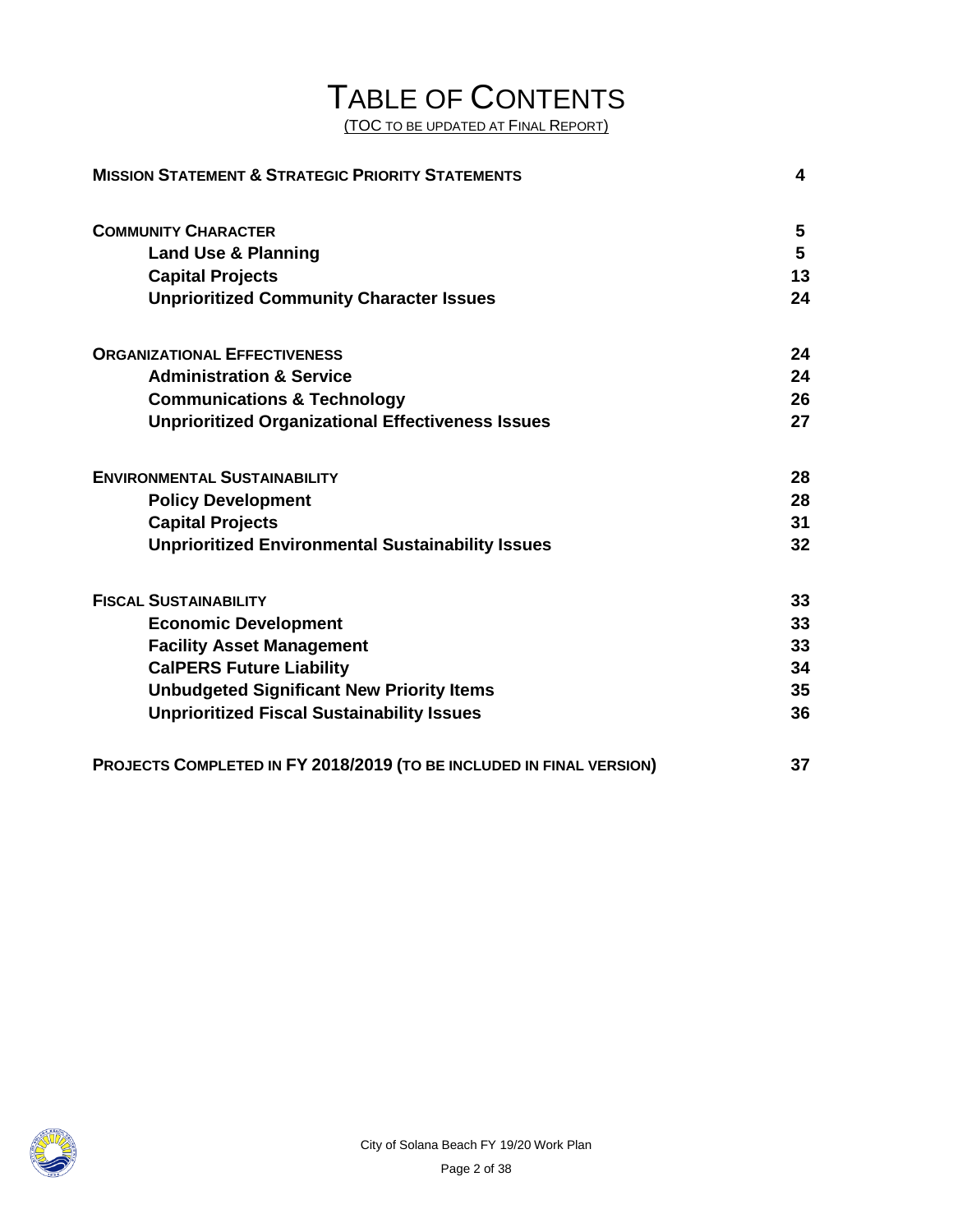# TABLE OF CONTENTS

(TOC TO BE UPDATED AT FINAL REPORT)

| | |
|---|---|
| **MISSION STATEMENT & STRATEGIC PRIORITY STATEMENTS** | **4** |
| **COMMUNITY CHARACTER** | **5** |
| **Land Use & Planning** | **5** |
| **Capital Projects** | **13** |
| **Unprioritized Community Character Issues** | **24** |
| **ORGANIZATIONAL EFFECTIVENESS** | **24** |
| **Administration & Service** | **24** |
| **Communications & Technology** | **26** |
| **Unprioritized Organizational Effectiveness Issues** | **27** |
| **ENVIRONMENTAL SUSTAINABILITY** | **28** |
| **Policy Development** | **28** |
| **Capital Projects** | **31** |
| **Unprioritized Environmental Sustainability Issues** | **32** |
| **FISCAL SUSTAINABILITY** | **33** |
| **Economic Development** | **33** |
| **Facility Asset Management** | **33** |
| **CalPERS Future Liability** | **34** |
| **Unbudgeted Significant New Priority Items** | **35** |
| **Unprioritized Fiscal Sustainability Issues** | **36** |
| **PROJECTS COMPLETED IN FY 2018/2019 (TO BE INCLUDED IN FINAL VERSION)** | **37** |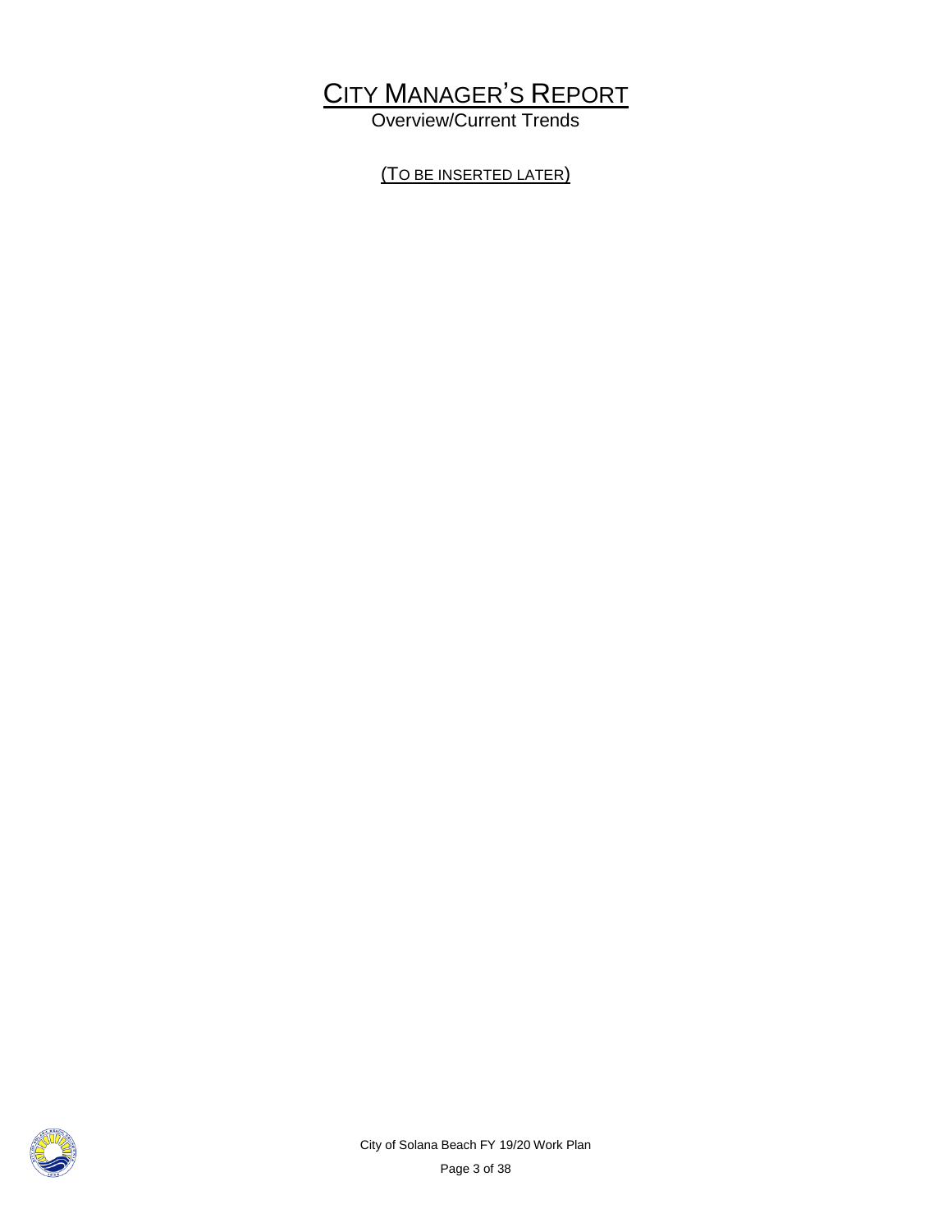# City Manager's Report

Overview/Current Trends

(To be inserted later)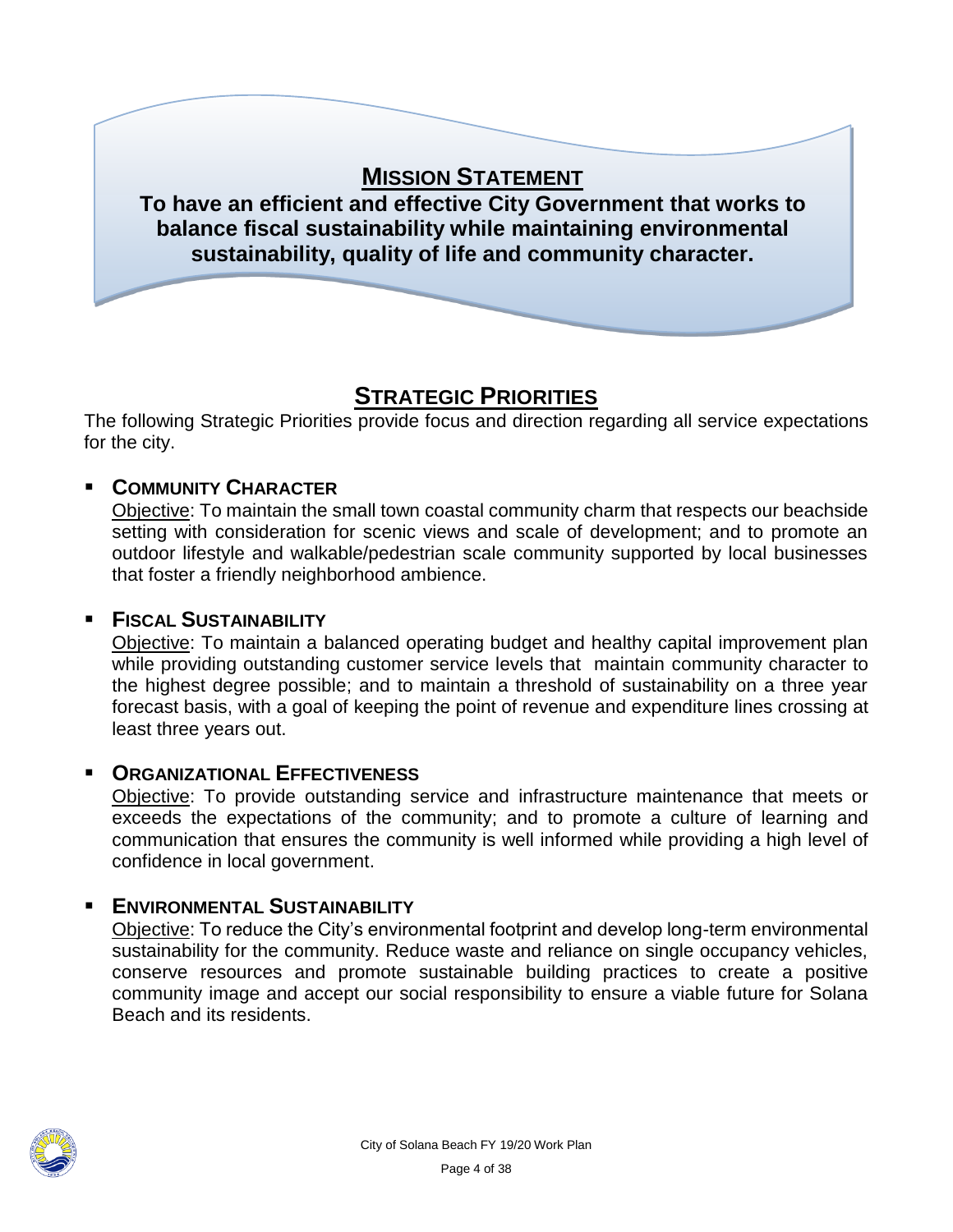## MISSION STATEMENT

**To have an efficient and effective City Government that works to balance fiscal sustainability while maintaining environmental sustainability, quality of life and community character.**

## STRATEGIC PRIORITIES

The following Strategic Priorities provide focus and direction regarding all service expectations for the city.

- **COMMUNITY CHARACTER**

  Objective: To maintain the small town coastal community charm that respects our beachside setting with consideration for scenic views and scale of development; and to promote an outdoor lifestyle and walkable/pedestrian scale community supported by local businesses that foster a friendly neighborhood ambience.

- **FISCAL SUSTAINABILITY**

  Objective: To maintain a balanced operating budget and healthy capital improvement plan while providing outstanding customer service levels that maintain community character to the highest degree possible; and to maintain a threshold of sustainability on a three year forecast basis, with a goal of keeping the point of revenue and expenditure lines crossing at least three years out.

- **ORGANIZATIONAL EFFECTIVENESS**

  Objective: To provide outstanding service and infrastructure maintenance that meets or exceeds the expectations of the community; and to promote a culture of learning and communication that ensures the community is well informed while providing a high level of confidence in local government.

- **ENVIRONMENTAL SUSTAINABILITY**

  Objective: To reduce the City's environmental footprint and develop long-term environmental sustainability for the community. Reduce waste and reliance on single occupancy vehicles, conserve resources and promote sustainable building practices to create a positive community image and accept our social responsibility to ensure a viable future for Solana Beach and its residents.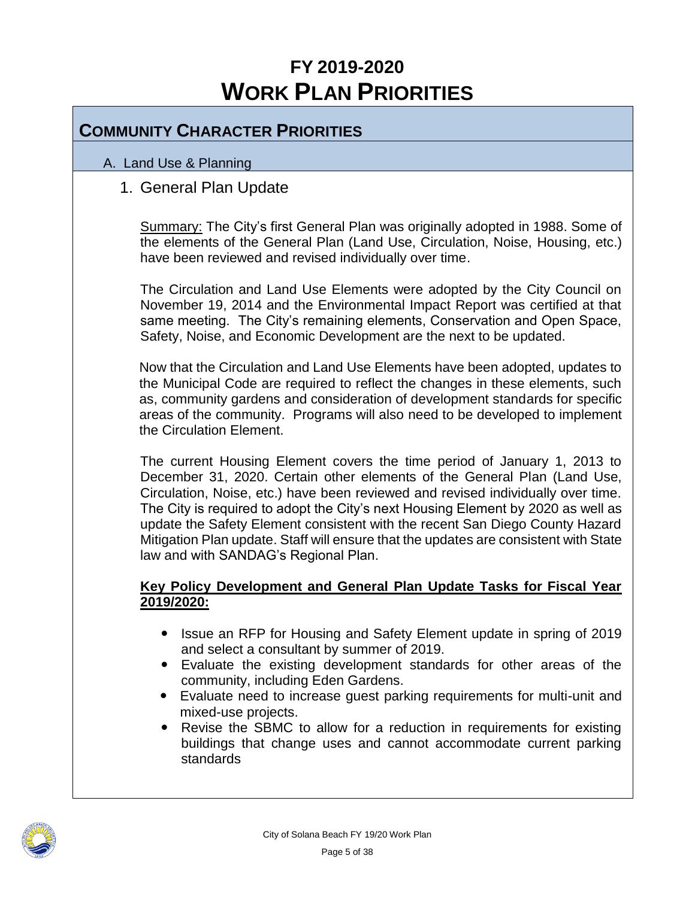# FY 2019-2020
# WORK PLAN PRIORITIES

## COMMUNITY CHARACTER PRIORITIES

### A. Land Use & Planning

#### 1. General Plan Update

Summary: The City's first General Plan was originally adopted in 1988. Some of the elements of the General Plan (Land Use, Circulation, Noise, Housing, etc.) have been reviewed and revised individually over time.

The Circulation and Land Use Elements were adopted by the City Council on November 19, 2014 and the Environmental Impact Report was certified at that same meeting. The City's remaining elements, Conservation and Open Space, Safety, Noise, and Economic Development are the next to be updated.

Now that the Circulation and Land Use Elements have been adopted, updates to the Municipal Code are required to reflect the changes in these elements, such as, community gardens and consideration of development standards for specific areas of the community. Programs will also need to be developed to implement the Circulation Element.

The current Housing Element covers the time period of January 1, 2013 to December 31, 2020. Certain other elements of the General Plan (Land Use, Circulation, Noise, etc.) have been reviewed and revised individually over time. The City is required to adopt the City's next Housing Element by 2020 as well as update the Safety Element consistent with the recent San Diego County Hazard Mitigation Plan update. Staff will ensure that the updates are consistent with State law and with SANDAG's Regional Plan.

**Key Policy Development and General Plan Update Tasks for Fiscal Year 2019/2020:**

- Issue an RFP for Housing and Safety Element update in spring of 2019 and select a consultant by summer of 2019.
- Evaluate the existing development standards for other areas of the community, including Eden Gardens.
- Evaluate need to increase guest parking requirements for multi-unit and mixed-use projects.
- Revise the SBMC to allow for a reduction in requirements for existing buildings that change uses and cannot accommodate current parking standards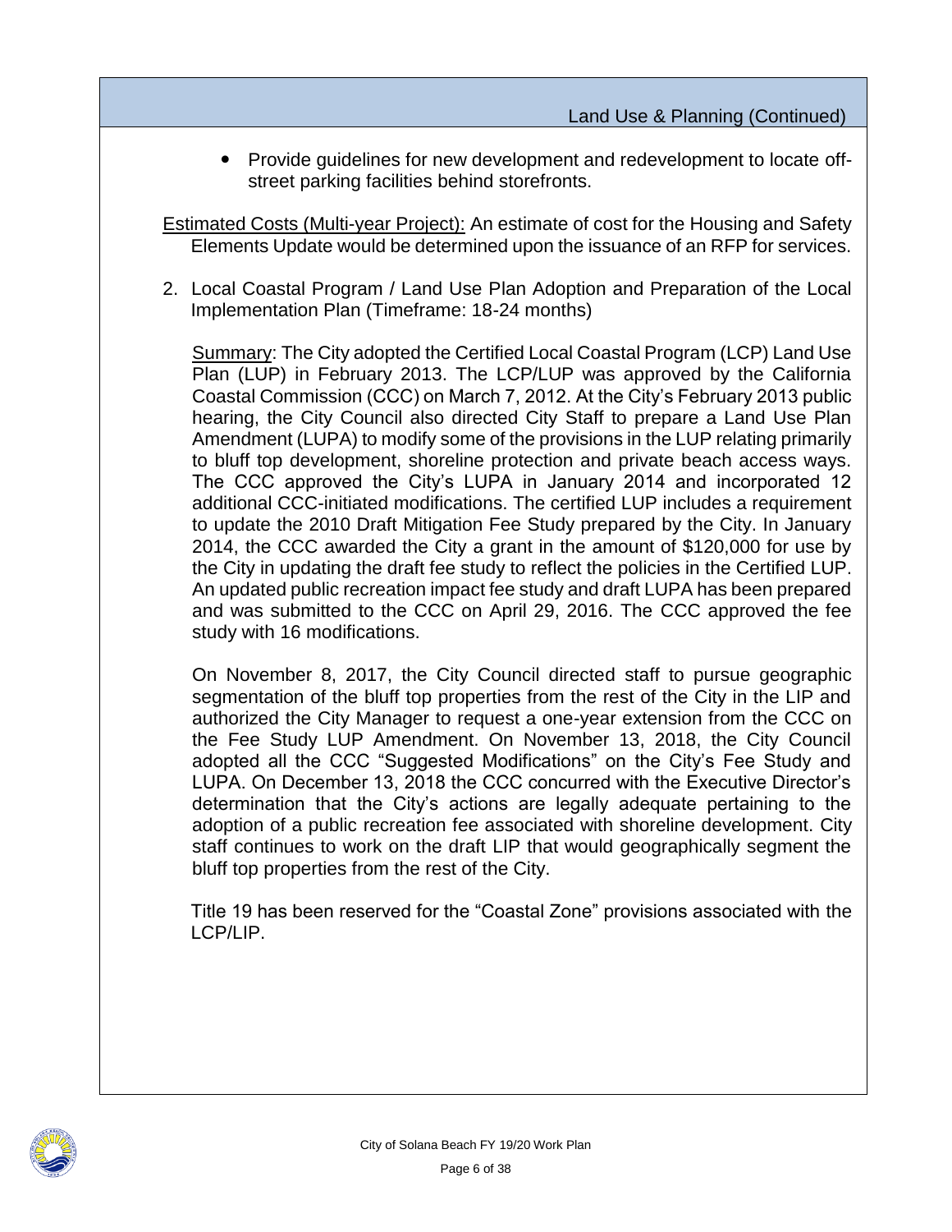## Land Use & Planning (Continued)

- Provide guidelines for new development and redevelopment to locate off-street parking facilities behind storefronts.

Estimated Costs (Multi-year Project): An estimate of cost for the Housing and Safety Elements Update would be determined upon the issuance of an RFP for services.

2. Local Coastal Program / Land Use Plan Adoption and Preparation of the Local Implementation Plan (Timeframe: 18-24 months)

   Summary: The City adopted the Certified Local Coastal Program (LCP) Land Use Plan (LUP) in February 2013. The LCP/LUP was approved by the California Coastal Commission (CCC) on March 7, 2012. At the City's February 2013 public hearing, the City Council also directed City Staff to prepare a Land Use Plan Amendment (LUPA) to modify some of the provisions in the LUP relating primarily to bluff top development, shoreline protection and private beach access ways. The CCC approved the City's LUPA in January 2014 and incorporated 12 additional CCC-initiated modifications. The certified LUP includes a requirement to update the 2010 Draft Mitigation Fee Study prepared by the City. In January 2014, the CCC awarded the City a grant in the amount of $120,000 for use by the City in updating the draft fee study to reflect the policies in the Certified LUP. An updated public recreation impact fee study and draft LUPA has been prepared and was submitted to the CCC on April 29, 2016. The CCC approved the fee study with 16 modifications.

   On November 8, 2017, the City Council directed staff to pursue geographic segmentation of the bluff top properties from the rest of the City in the LIP and authorized the City Manager to request a one-year extension from the CCC on the Fee Study LUP Amendment. On November 13, 2018, the City Council adopted all the CCC "Suggested Modifications" on the City's Fee Study and LUPA. On December 13, 2018 the CCC concurred with the Executive Director's determination that the City's actions are legally adequate pertaining to the adoption of a public recreation fee associated with shoreline development. City staff continues to work on the draft LIP that would geographically segment the bluff top properties from the rest of the City.

   Title 19 has been reserved for the "Coastal Zone" provisions associated with the LCP/LIP.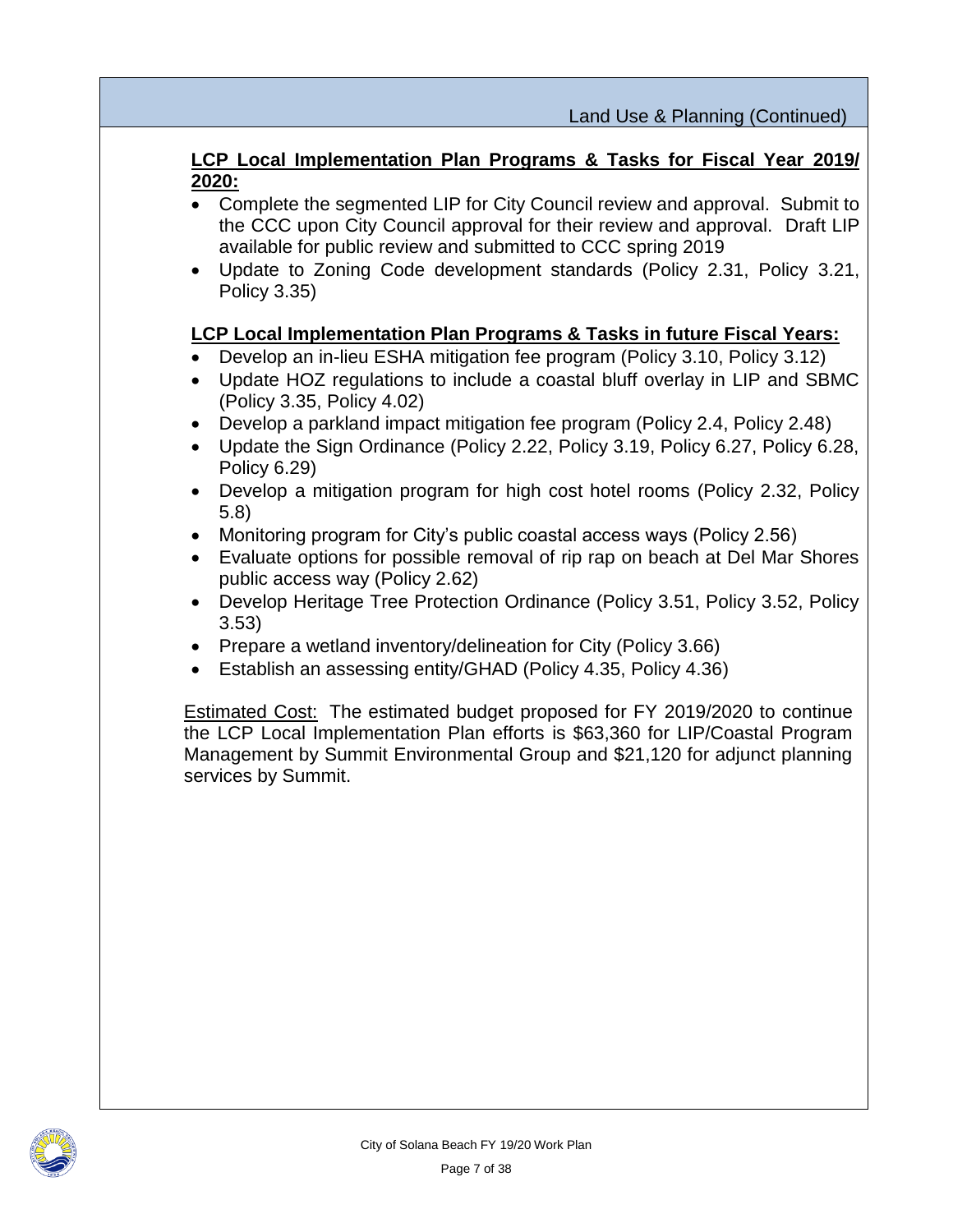Land Use & Planning (Continued)

**LCP Local Implementation Plan Programs & Tasks for Fiscal Year 2019/ 2020:**

- Complete the segmented LIP for City Council review and approval. Submit to the CCC upon City Council approval for their review and approval. Draft LIP available for public review and submitted to CCC spring 2019
- Update to Zoning Code development standards (Policy 2.31, Policy 3.21, Policy 3.35)

**LCP Local Implementation Plan Programs & Tasks in future Fiscal Years:**

- Develop an in-lieu ESHA mitigation fee program (Policy 3.10, Policy 3.12)
- Update HOZ regulations to include a coastal bluff overlay in LIP and SBMC (Policy 3.35, Policy 4.02)
- Develop a parkland impact mitigation fee program (Policy 2.4, Policy 2.48)
- Update the Sign Ordinance (Policy 2.22, Policy 3.19, Policy 6.27, Policy 6.28, Policy 6.29)
- Develop a mitigation program for high cost hotel rooms (Policy 2.32, Policy 5.8)
- Monitoring program for City's public coastal access ways (Policy 2.56)
- Evaluate options for possible removal of rip rap on beach at Del Mar Shores public access way (Policy 2.62)
- Develop Heritage Tree Protection Ordinance (Policy 3.51, Policy 3.52, Policy 3.53)
- Prepare a wetland inventory/delineation for City (Policy 3.66)
- Establish an assessing entity/GHAD (Policy 4.35, Policy 4.36)

Estimated Cost: The estimated budget proposed for FY 2019/2020 to continue the LCP Local Implementation Plan efforts is $63,360 for LIP/Coastal Program Management by Summit Environmental Group and $21,120 for adjunct planning services by Summit.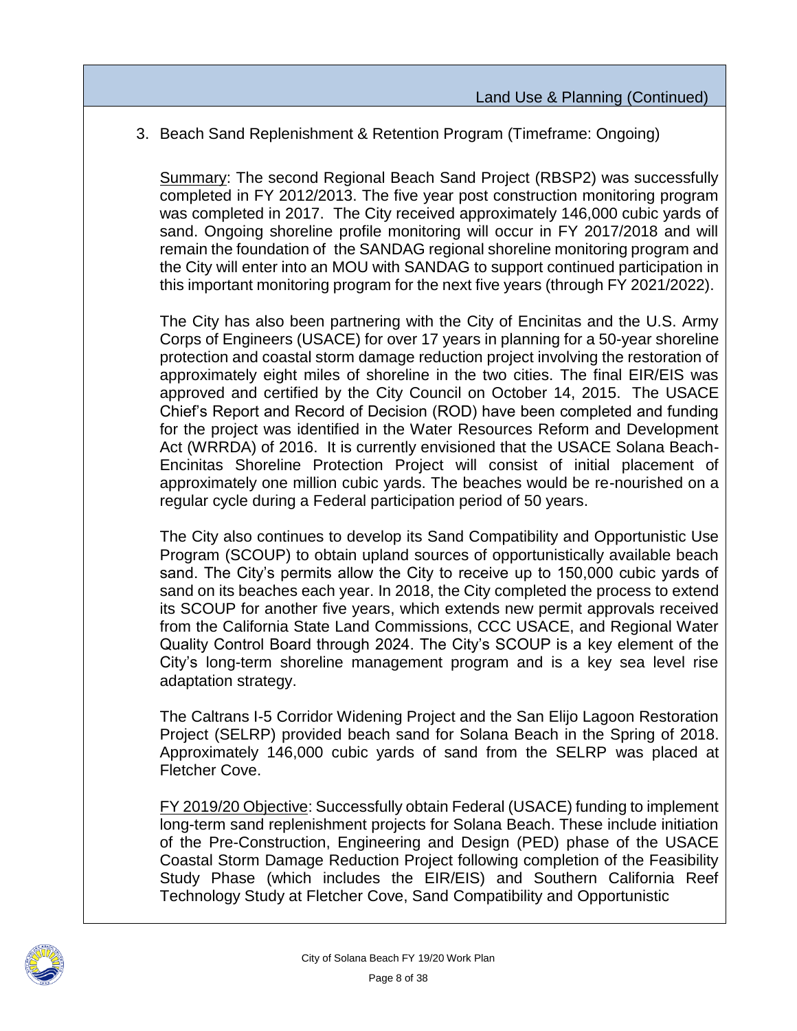Land Use & Planning (Continued)

3. Beach Sand Replenishment & Retention Program (Timeframe: Ongoing)

   Summary: The second Regional Beach Sand Project (RBSP2) was successfully completed in FY 2012/2013. The five year post construction monitoring program was completed in 2017. The City received approximately 146,000 cubic yards of sand. Ongoing shoreline profile monitoring will occur in FY 2017/2018 and will remain the foundation of the SANDAG regional shoreline monitoring program and the City will enter into an MOU with SANDAG to support continued participation in this important monitoring program for the next five years (through FY 2021/2022).

   The City has also been partnering with the City of Encinitas and the U.S. Army Corps of Engineers (USACE) for over 17 years in planning for a 50-year shoreline protection and coastal storm damage reduction project involving the restoration of approximately eight miles of shoreline in the two cities. The final EIR/EIS was approved and certified by the City Council on October 14, 2015. The USACE Chief's Report and Record of Decision (ROD) have been completed and funding for the project was identified in the Water Resources Reform and Development Act (WRRDA) of 2016. It is currently envisioned that the USACE Solana Beach-Encinitas Shoreline Protection Project will consist of initial placement of approximately one million cubic yards. The beaches would be re-nourished on a regular cycle during a Federal participation period of 50 years.

   The City also continues to develop its Sand Compatibility and Opportunistic Use Program (SCOUP) to obtain upland sources of opportunistically available beach sand. The City's permits allow the City to receive up to 150,000 cubic yards of sand on its beaches each year. In 2018, the City completed the process to extend its SCOUP for another five years, which extends new permit approvals received from the California State Land Commissions, CCC USACE, and Regional Water Quality Control Board through 2024. The City's SCOUP is a key element of the City's long-term shoreline management program and is a key sea level rise adaptation strategy.

   The Caltrans I-5 Corridor Widening Project and the San Elijo Lagoon Restoration Project (SELRP) provided beach sand for Solana Beach in the Spring of 2018. Approximately 146,000 cubic yards of sand from the SELRP was placed at Fletcher Cove.

   FY 2019/20 Objective: Successfully obtain Federal (USACE) funding to implement long-term sand replenishment projects for Solana Beach. These include initiation of the Pre-Construction, Engineering and Design (PED) phase of the USACE Coastal Storm Damage Reduction Project following completion of the Feasibility Study Phase (which includes the EIR/EIS) and Southern California Reef Technology Study at Fletcher Cove, Sand Compatibility and Opportunistic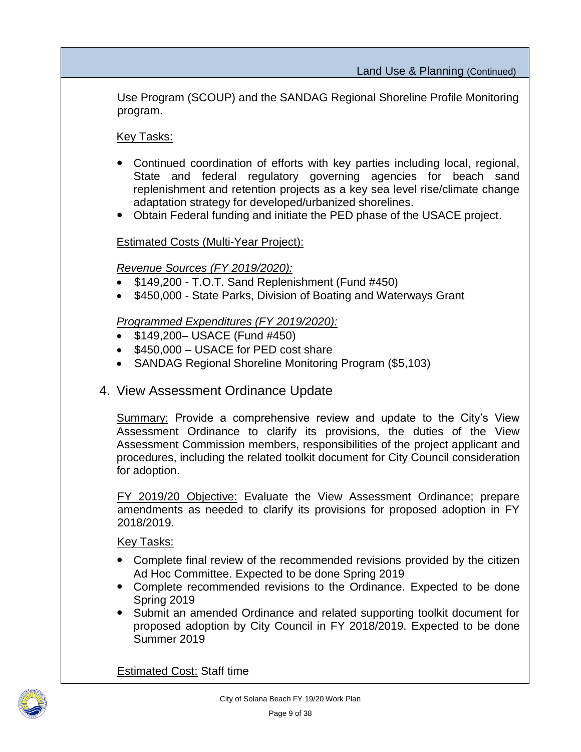Use Program (SCOUP) and the SANDAG Regional Shoreline Profile Monitoring program.

Key Tasks:

- Continued coordination of efforts with key parties including local, regional, State and federal regulatory governing agencies for beach sand replenishment and retention projects as a key sea level rise/climate change adaptation strategy for developed/urbanized shorelines.
- Obtain Federal funding and initiate the PED phase of the USACE project.

Estimated Costs (Multi-Year Project):

*Revenue Sources (FY 2019/2020):*

- $149,200 - T.O.T. Sand Replenishment (Fund #450)
- $450,000 - State Parks, Division of Boating and Waterways Grant

*Programmed Expenditures (FY 2019/2020):*

- $149,200– USACE (Fund #450)
- $450,000 – USACE for PED cost share
- SANDAG Regional Shoreline Monitoring Program ($5,103)

## 4. View Assessment Ordinance Update

Summary: Provide a comprehensive review and update to the City's View Assessment Ordinance to clarify its provisions, the duties of the View Assessment Commission members, responsibilities of the project applicant and procedures, including the related toolkit document for City Council consideration for adoption.

FY 2019/20 Objective: Evaluate the View Assessment Ordinance; prepare amendments as needed to clarify its provisions for proposed adoption in FY 2018/2019.

Key Tasks:

- Complete final review of the recommended revisions provided by the citizen Ad Hoc Committee. Expected to be done Spring 2019
- Complete recommended revisions to the Ordinance. Expected to be done Spring 2019
- Submit an amended Ordinance and related supporting toolkit document for proposed adoption by City Council in FY 2018/2019. Expected to be done Summer 2019

Estimated Cost: Staff time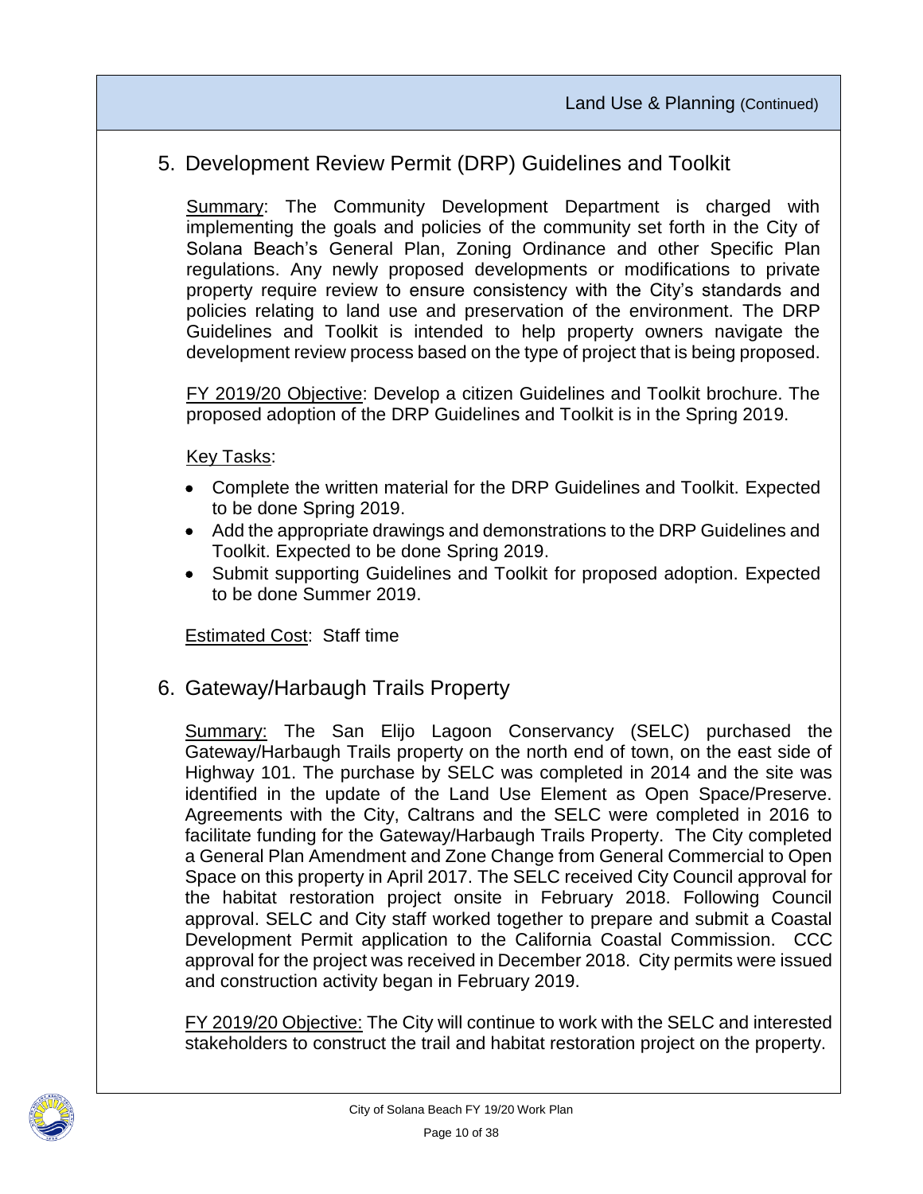Land Use & Planning (Continued)

## 5. Development Review Permit (DRP) Guidelines and Toolkit

Summary: The Community Development Department is charged with implementing the goals and policies of the community set forth in the City of Solana Beach's General Plan, Zoning Ordinance and other Specific Plan regulations. Any newly proposed developments or modifications to private property require review to ensure consistency with the City's standards and policies relating to land use and preservation of the environment. The DRP Guidelines and Toolkit is intended to help property owners navigate the development review process based on the type of project that is being proposed.

FY 2019/20 Objective: Develop a citizen Guidelines and Toolkit brochure. The proposed adoption of the DRP Guidelines and Toolkit is in the Spring 2019.

Key Tasks:

- Complete the written material for the DRP Guidelines and Toolkit. Expected to be done Spring 2019.
- Add the appropriate drawings and demonstrations to the DRP Guidelines and Toolkit. Expected to be done Spring 2019.
- Submit supporting Guidelines and Toolkit for proposed adoption. Expected to be done Summer 2019.

Estimated Cost: Staff time

## 6. Gateway/Harbaugh Trails Property

Summary: The San Elijo Lagoon Conservancy (SELC) purchased the Gateway/Harbaugh Trails property on the north end of town, on the east side of Highway 101. The purchase by SELC was completed in 2014 and the site was identified in the update of the Land Use Element as Open Space/Preserve. Agreements with the City, Caltrans and the SELC were completed in 2016 to facilitate funding for the Gateway/Harbaugh Trails Property. The City completed a General Plan Amendment and Zone Change from General Commercial to Open Space on this property in April 2017. The SELC received City Council approval for the habitat restoration project onsite in February 2018. Following Council approval. SELC and City staff worked together to prepare and submit a Coastal Development Permit application to the California Coastal Commission. CCC approval for the project was received in December 2018. City permits were issued and construction activity began in February 2019.

FY 2019/20 Objective: The City will continue to work with the SELC and interested stakeholders to construct the trail and habitat restoration project on the property.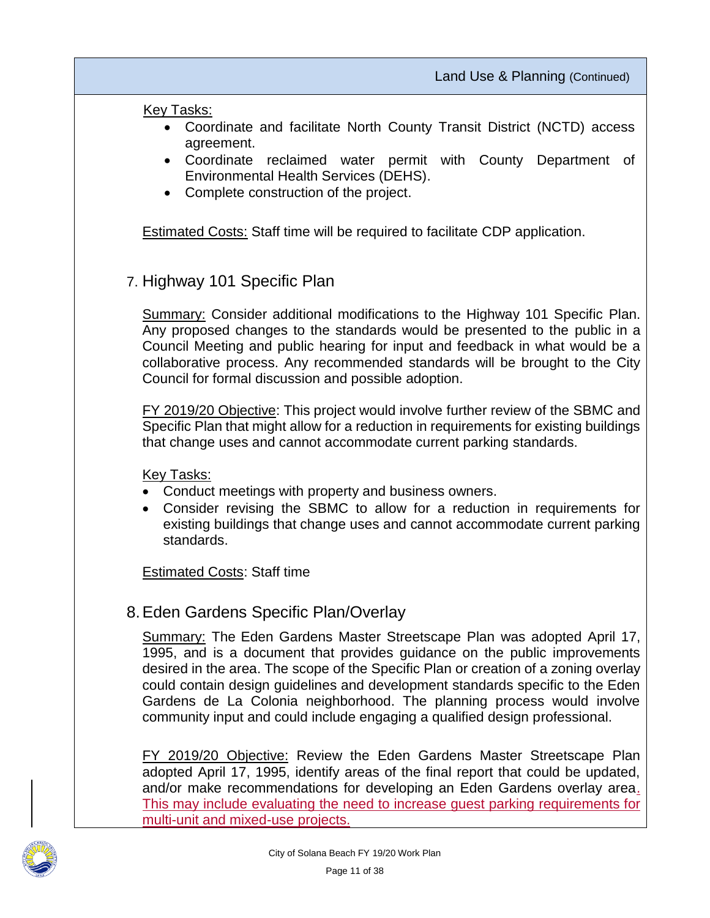Land Use & Planning (Continued)

Key Tasks:

- Coordinate and facilitate North County Transit District (NCTD) access agreement.
- Coordinate reclaimed water permit with County Department of Environmental Health Services (DEHS).
- Complete construction of the project.

Estimated Costs: Staff time will be required to facilitate CDP application.

## 7. Highway 101 Specific Plan

Summary: Consider additional modifications to the Highway 101 Specific Plan. Any proposed changes to the standards would be presented to the public in a Council Meeting and public hearing for input and feedback in what would be a collaborative process. Any recommended standards will be brought to the City Council for formal discussion and possible adoption.

FY 2019/20 Objective: This project would involve further review of the SBMC and Specific Plan that might allow for a reduction in requirements for existing buildings that change uses and cannot accommodate current parking standards.

Key Tasks:

- Conduct meetings with property and business owners.
- Consider revising the SBMC to allow for a reduction in requirements for existing buildings that change uses and cannot accommodate current parking standards.

Estimated Costs: Staff time

## 8. Eden Gardens Specific Plan/Overlay

Summary: The Eden Gardens Master Streetscape Plan was adopted April 17, 1995, and is a document that provides guidance on the public improvements desired in the area. The scope of the Specific Plan or creation of a zoning overlay could contain design guidelines and development standards specific to the Eden Gardens de La Colonia neighborhood. The planning process would involve community input and could include engaging a qualified design professional.

FY 2019/20 Objective: Review the Eden Gardens Master Streetscape Plan adopted April 17, 1995, identify areas of the final report that could be updated, and/or make recommendations for developing an Eden Gardens overlay area. This may include evaluating the need to increase guest parking requirements for multi-unit and mixed-use projects.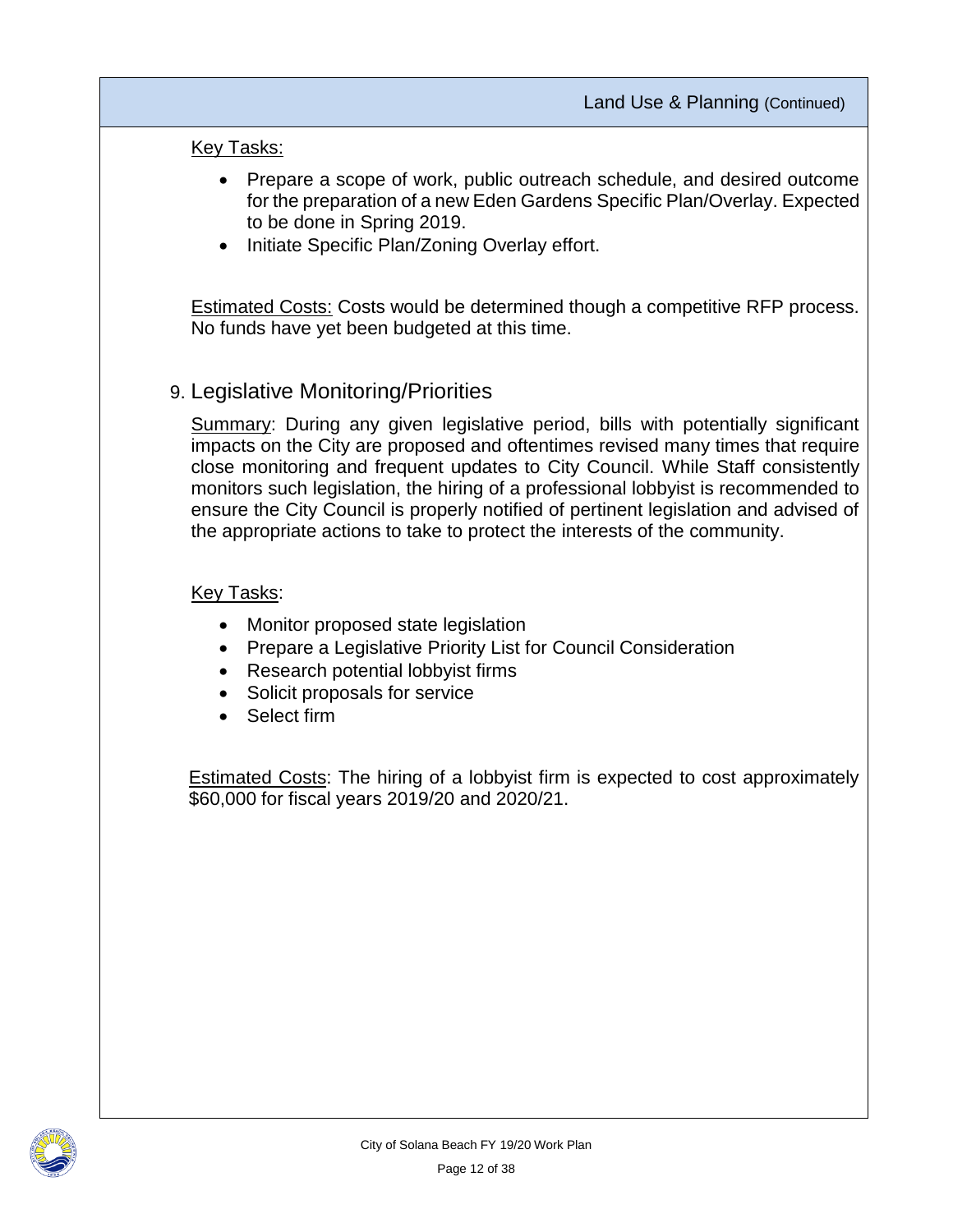Land Use & Planning (Continued)

Key Tasks:

- Prepare a scope of work, public outreach schedule, and desired outcome for the preparation of a new Eden Gardens Specific Plan/Overlay. Expected to be done in Spring 2019.
- Initiate Specific Plan/Zoning Overlay effort.

Estimated Costs: Costs would be determined though a competitive RFP process. No funds have yet been budgeted at this time.

## 9. Legislative Monitoring/Priorities

Summary: During any given legislative period, bills with potentially significant impacts on the City are proposed and oftentimes revised many times that require close monitoring and frequent updates to City Council. While Staff consistently monitors such legislation, the hiring of a professional lobbyist is recommended to ensure the City Council is properly notified of pertinent legislation and advised of the appropriate actions to take to protect the interests of the community.

Key Tasks:

- Monitor proposed state legislation
- Prepare a Legislative Priority List for Council Consideration
- Research potential lobbyist firms
- Solicit proposals for service
- Select firm

Estimated Costs: The hiring of a lobbyist firm is expected to cost approximately $60,000 for fiscal years 2019/20 and 2020/21.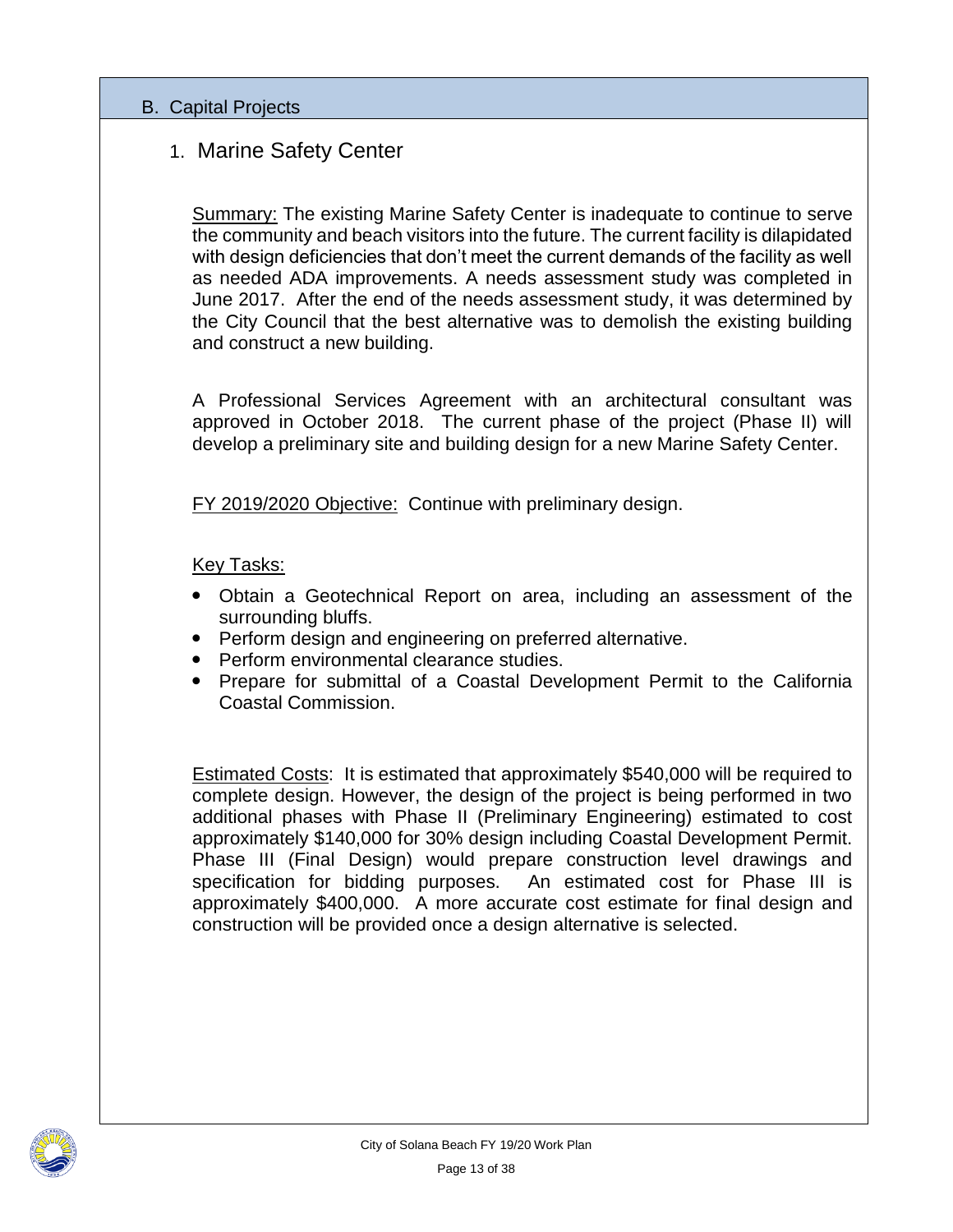## B. Capital Projects

### 1. Marine Safety Center

Summary: The existing Marine Safety Center is inadequate to continue to serve the community and beach visitors into the future. The current facility is dilapidated with design deficiencies that don't meet the current demands of the facility as well as needed ADA improvements. A needs assessment study was completed in June 2017. After the end of the needs assessment study, it was determined by the City Council that the best alternative was to demolish the existing building and construct a new building.

A Professional Services Agreement with an architectural consultant was approved in October 2018. The current phase of the project (Phase II) will develop a preliminary site and building design for a new Marine Safety Center.

FY 2019/2020 Objective: Continue with preliminary design.

Key Tasks:

- Obtain a Geotechnical Report on area, including an assessment of the surrounding bluffs.
- Perform design and engineering on preferred alternative.
- Perform environmental clearance studies.
- Prepare for submittal of a Coastal Development Permit to the California Coastal Commission.

Estimated Costs: It is estimated that approximately $540,000 will be required to complete design. However, the design of the project is being performed in two additional phases with Phase II (Preliminary Engineering) estimated to cost approximately $140,000 for 30% design including Coastal Development Permit. Phase III (Final Design) would prepare construction level drawings and specification for bidding purposes. An estimated cost for Phase III is approximately $400,000. A more accurate cost estimate for final design and construction will be provided once a design alternative is selected.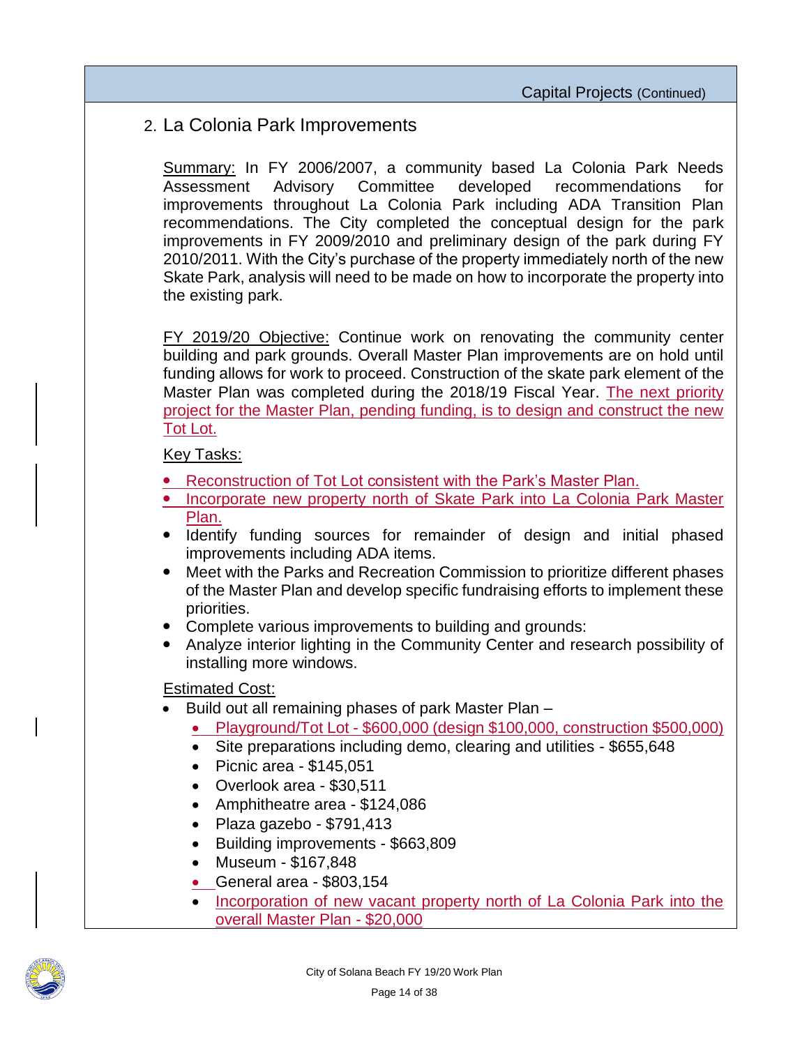## 2. La Colonia Park Improvements

Summary: In FY 2006/2007, a community based La Colonia Park Needs Assessment Advisory Committee developed recommendations for improvements throughout La Colonia Park including ADA Transition Plan recommendations. The City completed the conceptual design for the park improvements in FY 2009/2010 and preliminary design of the park during FY 2010/2011. With the City's purchase of the property immediately north of the new Skate Park, analysis will need to be made on how to incorporate the property into the existing park.

FY 2019/20 Objective: Continue work on renovating the community center building and park grounds. Overall Master Plan improvements are on hold until funding allows for work to proceed. Construction of the skate park element of the Master Plan was completed during the 2018/19 Fiscal Year. The next priority project for the Master Plan, pending funding, is to design and construct the new Tot Lot.

Key Tasks:

- Reconstruction of Tot Lot consistent with the Park's Master Plan.
- Incorporate new property north of Skate Park into La Colonia Park Master Plan.
- Identify funding sources for remainder of design and initial phased improvements including ADA items.
- Meet with the Parks and Recreation Commission to prioritize different phases of the Master Plan and develop specific fundraising efforts to implement these priorities.
- Complete various improvements to building and grounds:
- Analyze interior lighting in the Community Center and research possibility of installing more windows.

Estimated Cost:

- Build out all remaining phases of park Master Plan –
  - Playground/Tot Lot - $600,000 (design $100,000, construction $500,000)
  - Site preparations including demo, clearing and utilities - $655,648
  - Picnic area - $145,051
  - Overlook area - $30,511
  - Amphitheatre area - $124,086
  - Plaza gazebo - $791,413
  - Building improvements - $663,809
  - Museum - $167,848
  - General area - $803,154
  - Incorporation of new vacant property north of La Colonia Park into the overall Master Plan - $20,000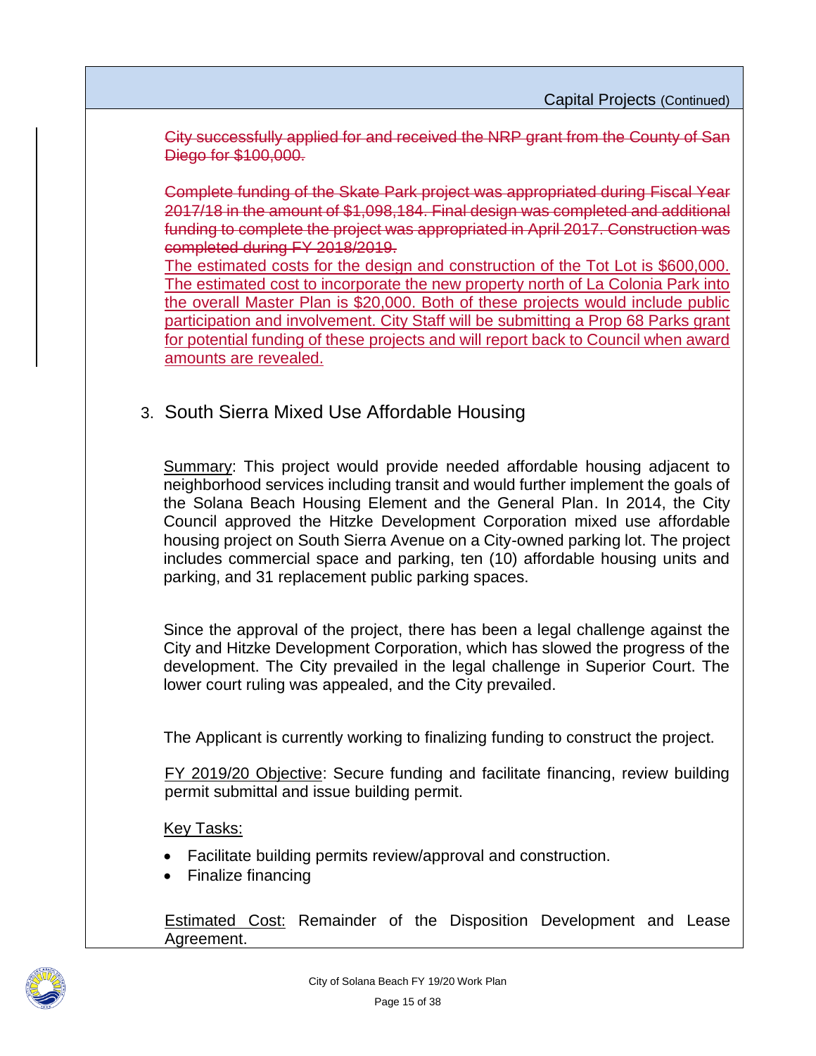~~City successfully applied for and received the NRP grant from the County of San Diego for $100,000.~~

~~Complete funding of the Skate Park project was appropriated during Fiscal Year 2017/18 in the amount of $1,098,184. Final design was completed and additional funding to complete the project was appropriated in April 2017. Construction was completed during FY 2018/2019.~~

<u>The estimated costs for the design and construction of the Tot Lot is $600,000. The estimated cost to incorporate the new property north of La Colonia Park into the overall Master Plan is $20,000. Both of these projects would include public participation and involvement. City Staff will be submitting a Prop 68 Parks grant for potential funding of these projects and will report back to Council when award amounts are revealed.</u>

### 3. South Sierra Mixed Use Affordable Housing

<u>Summary</u>: This project would provide needed affordable housing adjacent to neighborhood services including transit and would further implement the goals of the Solana Beach Housing Element and the General Plan. In 2014, the City Council approved the Hitzke Development Corporation mixed use affordable housing project on South Sierra Avenue on a City-owned parking lot. The project includes commercial space and parking, ten (10) affordable housing units and parking, and 31 replacement public parking spaces.

Since the approval of the project, there has been a legal challenge against the City and Hitzke Development Corporation, which has slowed the progress of the development. The City prevailed in the legal challenge in Superior Court. The lower court ruling was appealed, and the City prevailed.

The Applicant is currently working to finalizing funding to construct the project.

<u>FY 2019/20 Objective</u>: Secure funding and facilitate financing, review building permit submittal and issue building permit.

<u>Key Tasks:</u>

- Facilitate building permits review/approval and construction.
- Finalize financing

<u>Estimated Cost:</u> Remainder of the Disposition Development and Lease Agreement.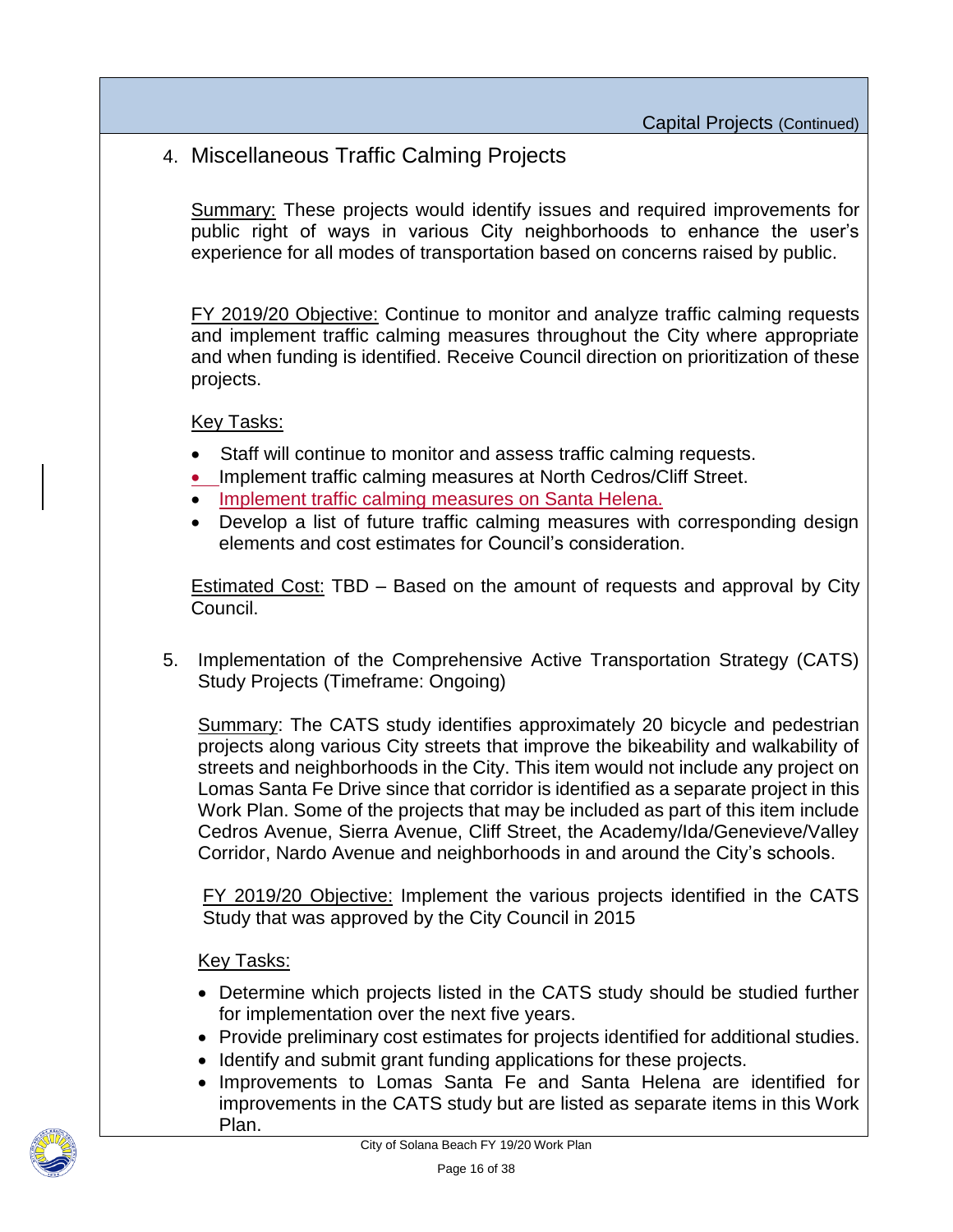Capital Projects (Continued)

## 4. Miscellaneous Traffic Calming Projects

Summary: These projects would identify issues and required improvements for public right of ways in various City neighborhoods to enhance the user's experience for all modes of transportation based on concerns raised by public.

FY 2019/20 Objective: Continue to monitor and analyze traffic calming requests and implement traffic calming measures throughout the City where appropriate and when funding is identified. Receive Council direction on prioritization of these projects.

Key Tasks:

- Staff will continue to monitor and assess traffic calming requests.
- Implement traffic calming measures at North Cedros/Cliff Street.
- Implement traffic calming measures on Santa Helena.
- Develop a list of future traffic calming measures with corresponding design elements and cost estimates for Council's consideration.

Estimated Cost: TBD – Based on the amount of requests and approval by City Council.

## 5. Implementation of the Comprehensive Active Transportation Strategy (CATS) Study Projects (Timeframe: Ongoing)

Summary: The CATS study identifies approximately 20 bicycle and pedestrian projects along various City streets that improve the bikeability and walkability of streets and neighborhoods in the City. This item would not include any project on Lomas Santa Fe Drive since that corridor is identified as a separate project in this Work Plan. Some of the projects that may be included as part of this item include Cedros Avenue, Sierra Avenue, Cliff Street, the Academy/Ida/Genevieve/Valley Corridor, Nardo Avenue and neighborhoods in and around the City's schools.

FY 2019/20 Objective: Implement the various projects identified in the CATS Study that was approved by the City Council in 2015

Key Tasks:

- Determine which projects listed in the CATS study should be studied further for implementation over the next five years.
- Provide preliminary cost estimates for projects identified for additional studies.
- Identify and submit grant funding applications for these projects.
- Improvements to Lomas Santa Fe and Santa Helena are identified for improvements in the CATS study but are listed as separate items in this Work Plan.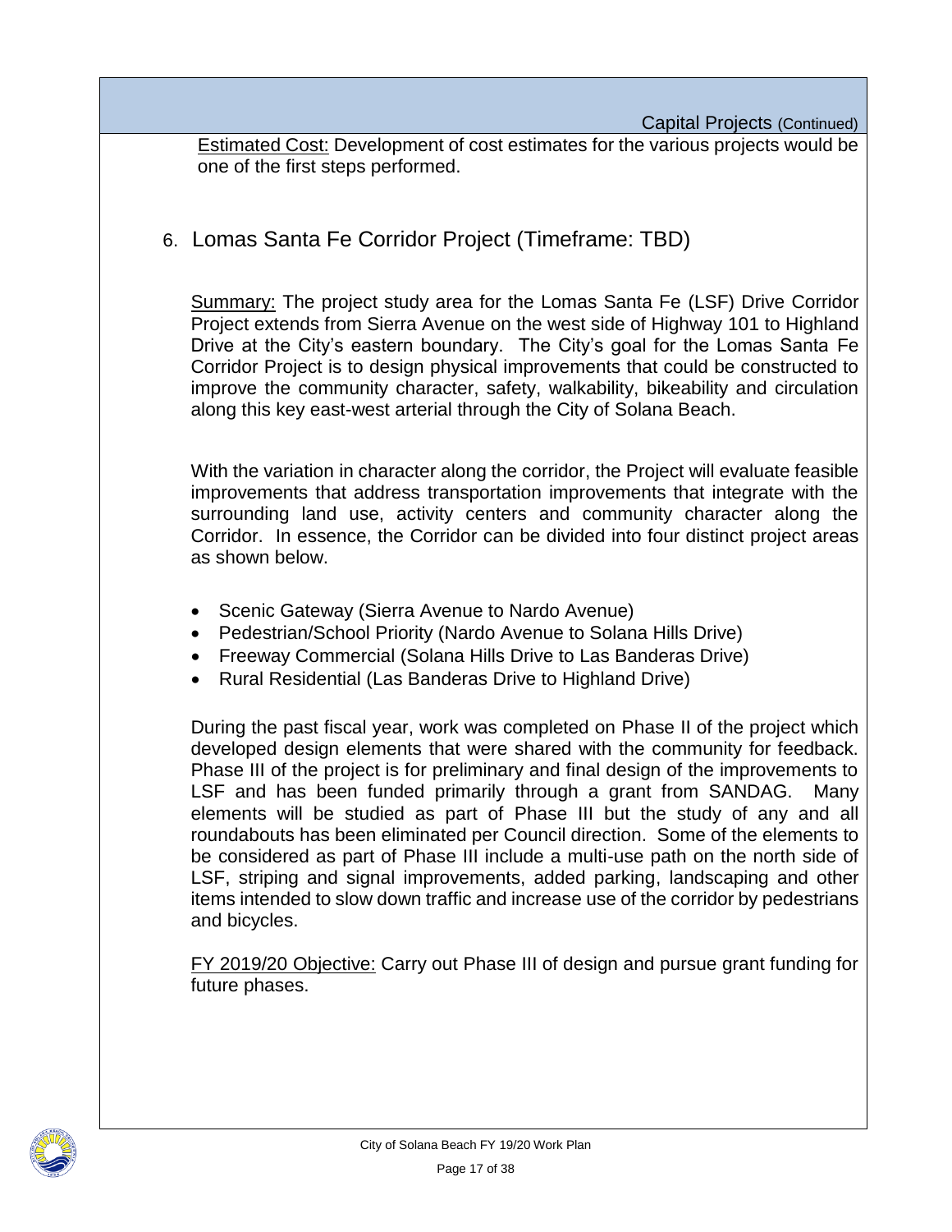Capital Projects (Continued)

Estimated Cost: Development of cost estimates for the various projects would be one of the first steps performed.

## 6. Lomas Santa Fe Corridor Project (Timeframe: TBD)

Summary: The project study area for the Lomas Santa Fe (LSF) Drive Corridor Project extends from Sierra Avenue on the west side of Highway 101 to Highland Drive at the City's eastern boundary. The City's goal for the Lomas Santa Fe Corridor Project is to design physical improvements that could be constructed to improve the community character, safety, walkability, bikeability and circulation along this key east-west arterial through the City of Solana Beach.

With the variation in character along the corridor, the Project will evaluate feasible improvements that address transportation improvements that integrate with the surrounding land use, activity centers and community character along the Corridor. In essence, the Corridor can be divided into four distinct project areas as shown below.

- Scenic Gateway (Sierra Avenue to Nardo Avenue)
- Pedestrian/School Priority (Nardo Avenue to Solana Hills Drive)
- Freeway Commercial (Solana Hills Drive to Las Banderas Drive)
- Rural Residential (Las Banderas Drive to Highland Drive)

During the past fiscal year, work was completed on Phase II of the project which developed design elements that were shared with the community for feedback. Phase III of the project is for preliminary and final design of the improvements to LSF and has been funded primarily through a grant from SANDAG. Many elements will be studied as part of Phase III but the study of any and all roundabouts has been eliminated per Council direction. Some of the elements to be considered as part of Phase III include a multi-use path on the north side of LSF, striping and signal improvements, added parking, landscaping and other items intended to slow down traffic and increase use of the corridor by pedestrians and bicycles.

FY 2019/20 Objective: Carry out Phase III of design and pursue grant funding for future phases.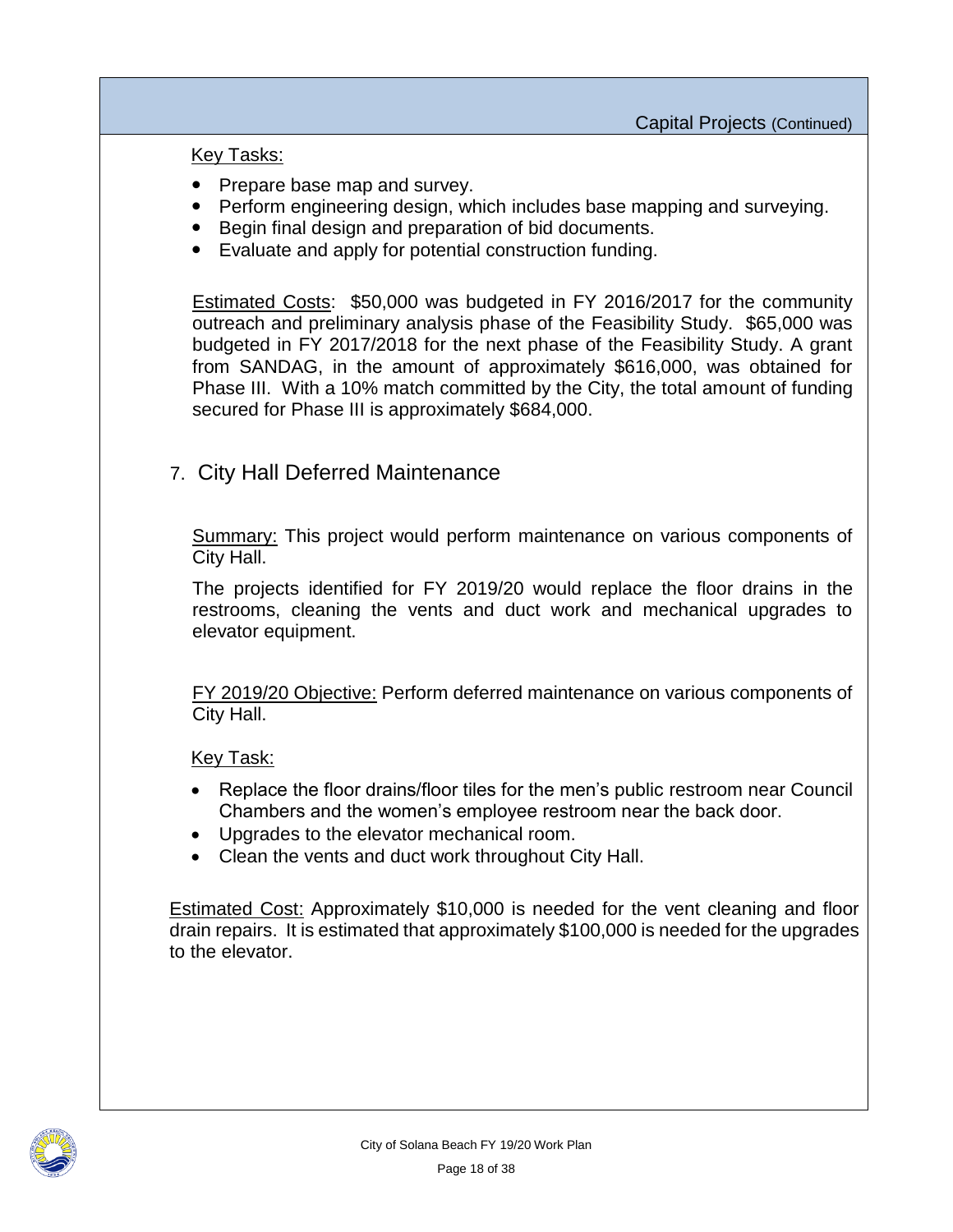Key Tasks:

- Prepare base map and survey.
- Perform engineering design, which includes base mapping and surveying.
- Begin final design and preparation of bid documents.
- Evaluate and apply for potential construction funding.

Estimated Costs: $50,000 was budgeted in FY 2016/2017 for the community outreach and preliminary analysis phase of the Feasibility Study. $65,000 was budgeted in FY 2017/2018 for the next phase of the Feasibility Study. A grant from SANDAG, in the amount of approximately $616,000, was obtained for Phase III. With a 10% match committed by the City, the total amount of funding secured for Phase III is approximately $684,000.

## 7. City Hall Deferred Maintenance

Summary: This project would perform maintenance on various components of City Hall.

The projects identified for FY 2019/20 would replace the floor drains in the restrooms, cleaning the vents and duct work and mechanical upgrades to elevator equipment.

FY 2019/20 Objective: Perform deferred maintenance on various components of City Hall.

Key Task:

- Replace the floor drains/floor tiles for the men's public restroom near Council Chambers and the women's employee restroom near the back door.
- Upgrades to the elevator mechanical room.
- Clean the vents and duct work throughout City Hall.

Estimated Cost: Approximately $10,000 is needed for the vent cleaning and floor drain repairs. It is estimated that approximately $100,000 is needed for the upgrades to the elevator.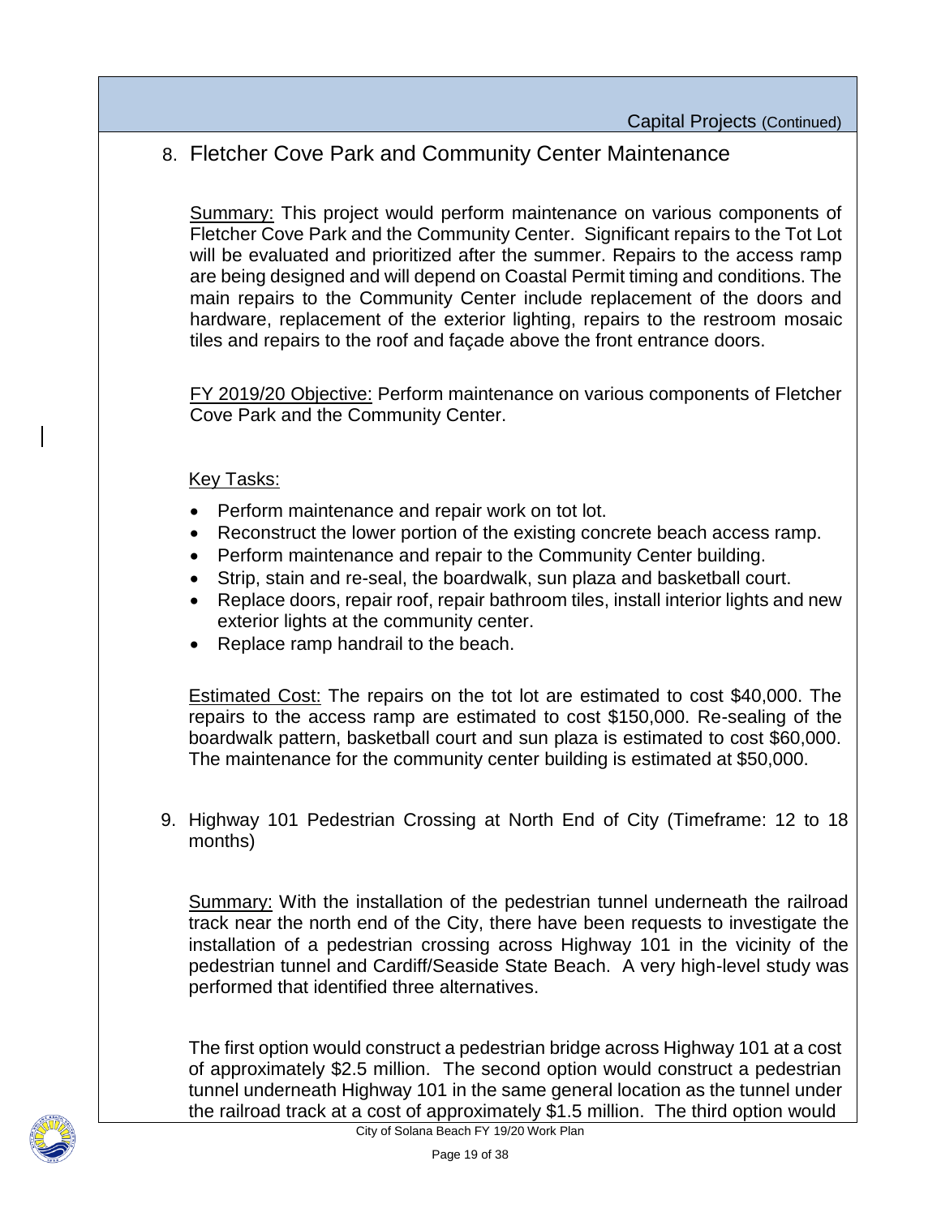Capital Projects (Continued)

8. Fletcher Cove Park and Community Center Maintenance

   Summary: This project would perform maintenance on various components of Fletcher Cove Park and the Community Center. Significant repairs to the Tot Lot will be evaluated and prioritized after the summer. Repairs to the access ramp are being designed and will depend on Coastal Permit timing and conditions. The main repairs to the Community Center include replacement of the doors and hardware, replacement of the exterior lighting, repairs to the restroom mosaic tiles and repairs to the roof and façade above the front entrance doors.

   FY 2019/20 Objective: Perform maintenance on various components of Fletcher Cove Park and the Community Center.

   Key Tasks:

   - Perform maintenance and repair work on tot lot.
   - Reconstruct the lower portion of the existing concrete beach access ramp.
   - Perform maintenance and repair to the Community Center building.
   - Strip, stain and re-seal, the boardwalk, sun plaza and basketball court.
   - Replace doors, repair roof, repair bathroom tiles, install interior lights and new exterior lights at the community center.
   - Replace ramp handrail to the beach.

   Estimated Cost: The repairs on the tot lot are estimated to cost $40,000. The repairs to the access ramp are estimated to cost $150,000. Re-sealing of the boardwalk pattern, basketball court and sun plaza is estimated to cost $60,000. The maintenance for the community center building is estimated at $50,000.

9. Highway 101 Pedestrian Crossing at North End of City (Timeframe: 12 to 18 months)

   Summary: With the installation of the pedestrian tunnel underneath the railroad track near the north end of the City, there have been requests to investigate the installation of a pedestrian crossing across Highway 101 in the vicinity of the pedestrian tunnel and Cardiff/Seaside State Beach. A very high-level study was performed that identified three alternatives.

   The first option would construct a pedestrian bridge across Highway 101 at a cost of approximately $2.5 million. The second option would construct a pedestrian tunnel underneath Highway 101 in the same general location as the tunnel under the railroad track at a cost of approximately $1.5 million. The third option would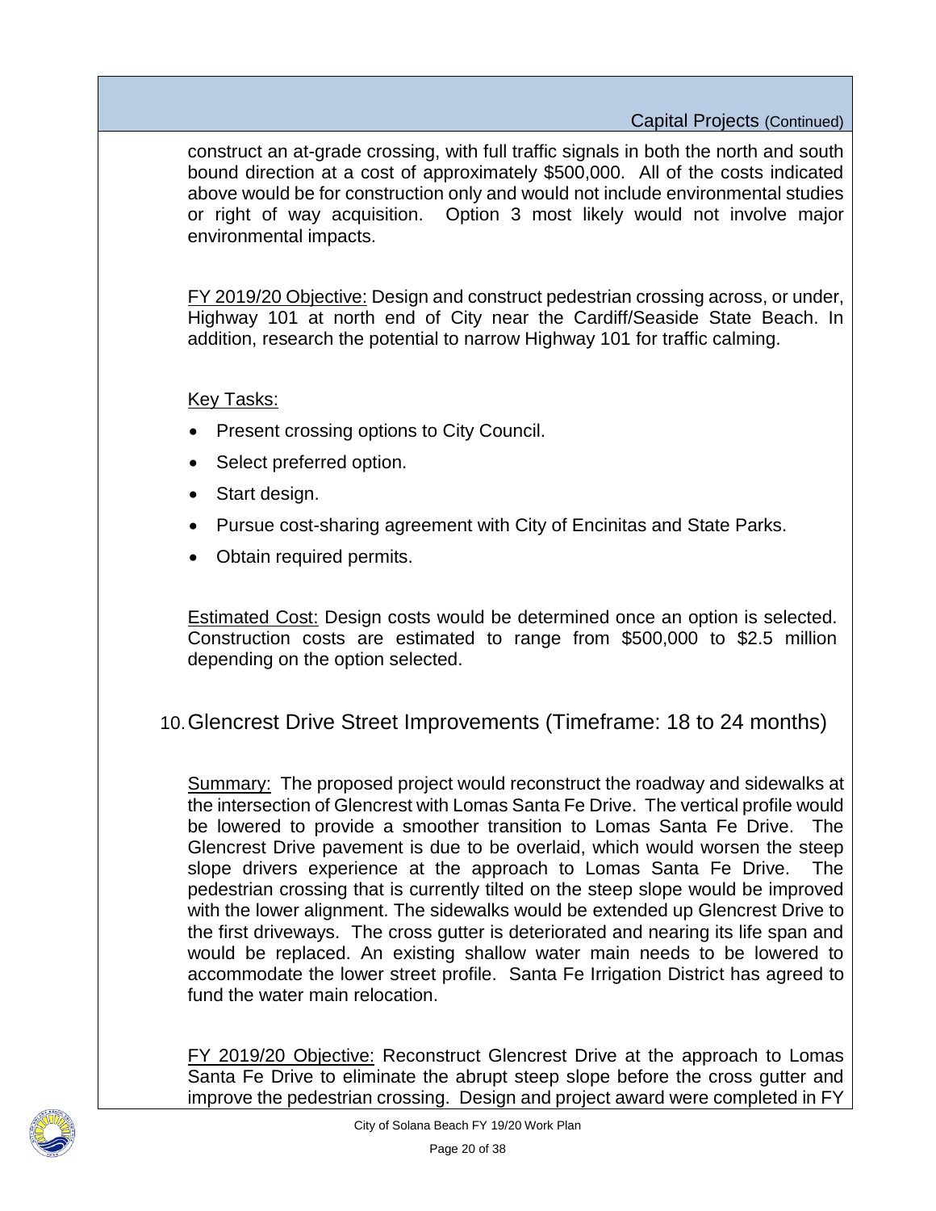construct an at-grade crossing, with full traffic signals in both the north and south bound direction at a cost of approximately $500,000. All of the costs indicated above would be for construction only and would not include environmental studies or right of way acquisition. Option 3 most likely would not involve major environmental impacts.

FY 2019/20 Objective: Design and construct pedestrian crossing across, or under, Highway 101 at north end of City near the Cardiff/Seaside State Beach. In addition, research the potential to narrow Highway 101 for traffic calming.

Key Tasks:

- Present crossing options to City Council.
- Select preferred option.
- Start design.
- Pursue cost-sharing agreement with City of Encinitas and State Parks.
- Obtain required permits.

Estimated Cost: Design costs would be determined once an option is selected. Construction costs are estimated to range from $500,000 to $2.5 million depending on the option selected.

## 10. Glencrest Drive Street Improvements (Timeframe: 18 to 24 months)

Summary: The proposed project would reconstruct the roadway and sidewalks at the intersection of Glencrest with Lomas Santa Fe Drive. The vertical profile would be lowered to provide a smoother transition to Lomas Santa Fe Drive. The Glencrest Drive pavement is due to be overlaid, which would worsen the steep slope drivers experience at the approach to Lomas Santa Fe Drive. The pedestrian crossing that is currently tilted on the steep slope would be improved with the lower alignment. The sidewalks would be extended up Glencrest Drive to the first driveways. The cross gutter is deteriorated and nearing its life span and would be replaced. An existing shallow water main needs to be lowered to accommodate the lower street profile. Santa Fe Irrigation District has agreed to fund the water main relocation.

FY 2019/20 Objective: Reconstruct Glencrest Drive at the approach to Lomas Santa Fe Drive to eliminate the abrupt steep slope before the cross gutter and improve the pedestrian crossing. Design and project award were completed in FY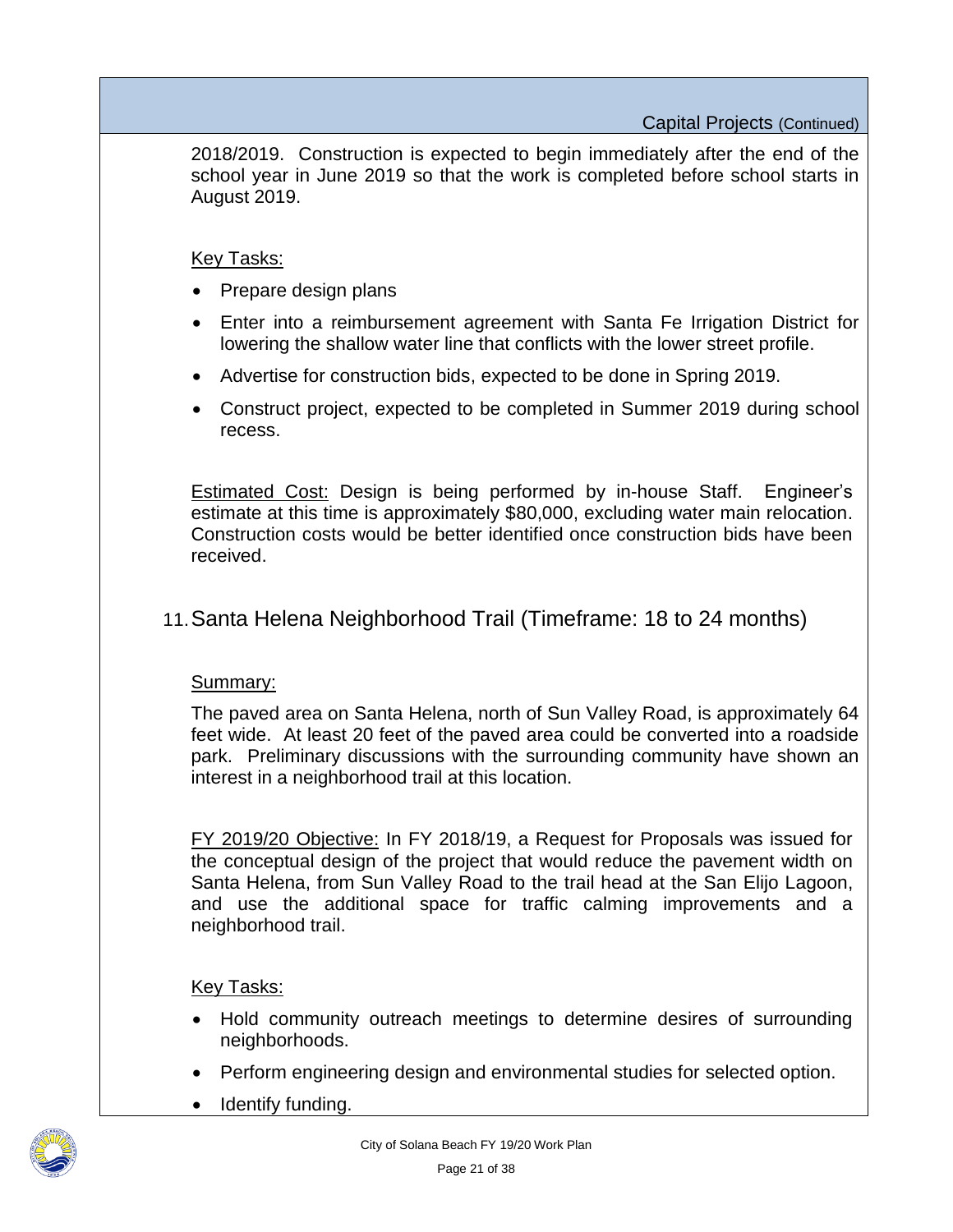2018/2019. Construction is expected to begin immediately after the end of the school year in June 2019 so that the work is completed before school starts in August 2019.

Key Tasks:

- Prepare design plans
- Enter into a reimbursement agreement with Santa Fe Irrigation District for lowering the shallow water line that conflicts with the lower street profile.
- Advertise for construction bids, expected to be done in Spring 2019.
- Construct project, expected to be completed in Summer 2019 during school recess.

Estimated Cost: Design is being performed by in-house Staff. Engineer's estimate at this time is approximately $80,000, excluding water main relocation. Construction costs would be better identified once construction bids have been received.

## 11. Santa Helena Neighborhood Trail (Timeframe: 18 to 24 months)

Summary:

The paved area on Santa Helena, north of Sun Valley Road, is approximately 64 feet wide. At least 20 feet of the paved area could be converted into a roadside park. Preliminary discussions with the surrounding community have shown an interest in a neighborhood trail at this location.

FY 2019/20 Objective: In FY 2018/19, a Request for Proposals was issued for the conceptual design of the project that would reduce the pavement width on Santa Helena, from Sun Valley Road to the trail head at the San Elijo Lagoon, and use the additional space for traffic calming improvements and a neighborhood trail.

Key Tasks:

- Hold community outreach meetings to determine desires of surrounding neighborhoods.
- Perform engineering design and environmental studies for selected option.
- Identify funding.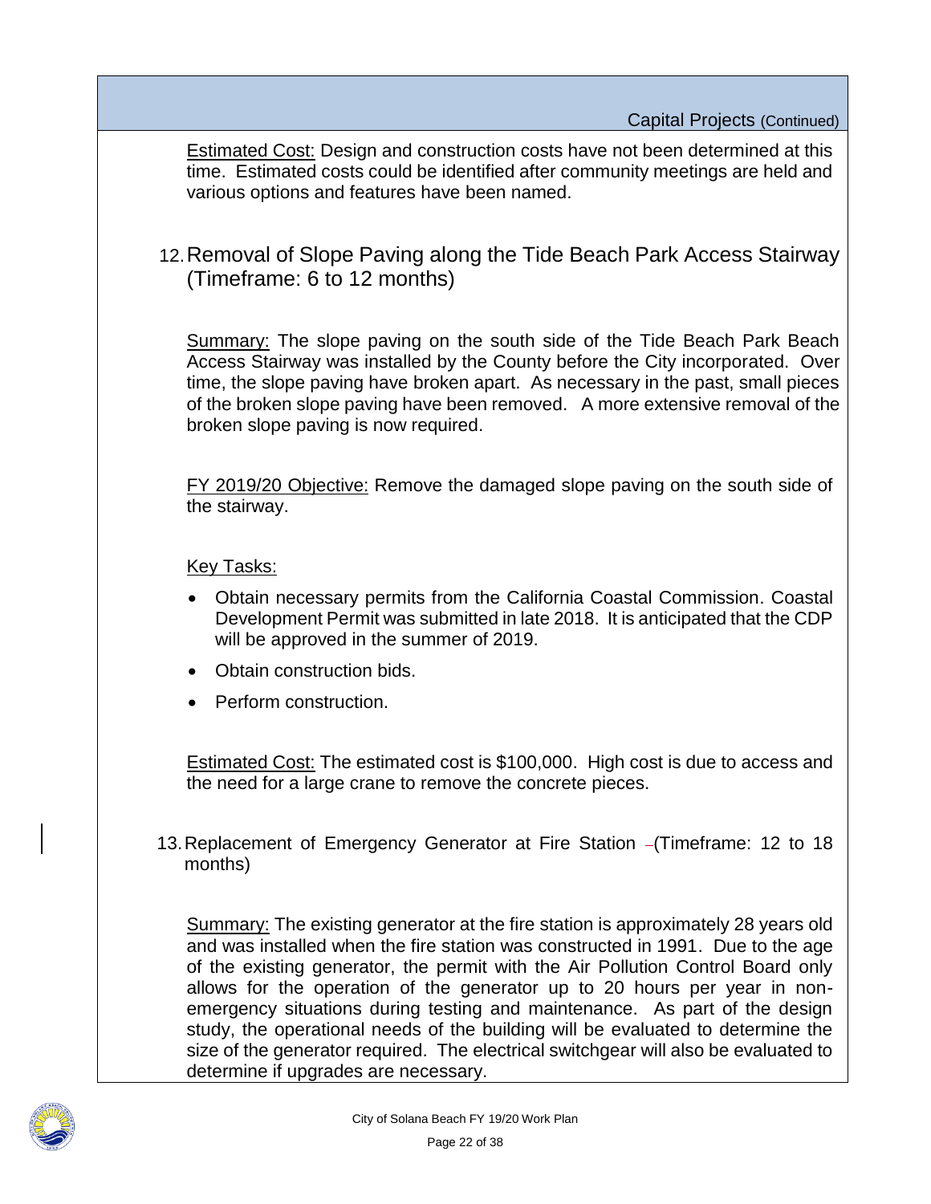Capital Projects (Continued)

Estimated Cost: Design and construction costs have not been determined at this time. Estimated costs could be identified after community meetings are held and various options and features have been named.

## 12. Removal of Slope Paving along the Tide Beach Park Access Stairway (Timeframe: 6 to 12 months)

Summary: The slope paving on the south side of the Tide Beach Park Beach Access Stairway was installed by the County before the City incorporated. Over time, the slope paving have broken apart. As necessary in the past, small pieces of the broken slope paving have been removed. A more extensive removal of the broken slope paving is now required.

FY 2019/20 Objective: Remove the damaged slope paving on the south side of the stairway.

Key Tasks:

- Obtain necessary permits from the California Coastal Commission. Coastal Development Permit was submitted in late 2018. It is anticipated that the CDP will be approved in the summer of 2019.
- Obtain construction bids.
- Perform construction.

Estimated Cost: The estimated cost is $100,000. High cost is due to access and the need for a large crane to remove the concrete pieces.

13. Replacement of Emergency Generator at Fire Station – (Timeframe: 12 to 18 months)

Summary: The existing generator at the fire station is approximately 28 years old and was installed when the fire station was constructed in 1991. Due to the age of the existing generator, the permit with the Air Pollution Control Board only allows for the operation of the generator up to 20 hours per year in non-emergency situations during testing and maintenance. As part of the design study, the operational needs of the building will be evaluated to determine the size of the generator required. The electrical switchgear will also be evaluated to determine if upgrades are necessary.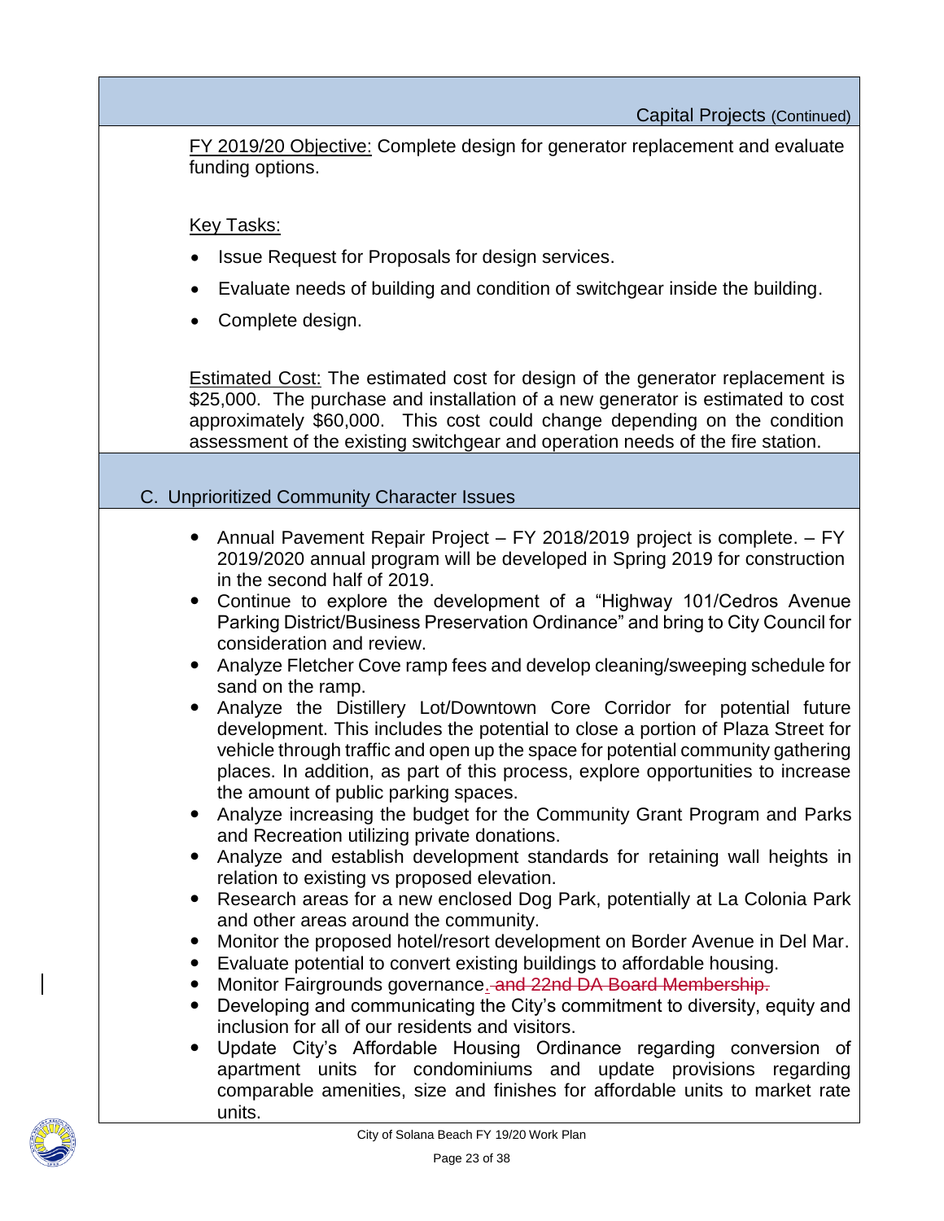Capital Projects (Continued)

FY 2019/20 Objective: Complete design for generator replacement and evaluate funding options.

Key Tasks:

- Issue Request for Proposals for design services.
- Evaluate needs of building and condition of switchgear inside the building.
- Complete design.

Estimated Cost: The estimated cost for design of the generator replacement is $25,000. The purchase and installation of a new generator is estimated to cost approximately $60,000. This cost could change depending on the condition assessment of the existing switchgear and operation needs of the fire station.

## C. Unprioritized Community Character Issues

- Annual Pavement Repair Project – FY 2018/2019 project is complete. – FY 2019/2020 annual program will be developed in Spring 2019 for construction in the second half of 2019.
- Continue to explore the development of a "Highway 101/Cedros Avenue Parking District/Business Preservation Ordinance" and bring to City Council for consideration and review.
- Analyze Fletcher Cove ramp fees and develop cleaning/sweeping schedule for sand on the ramp.
- Analyze the Distillery Lot/Downtown Core Corridor for potential future development. This includes the potential to close a portion of Plaza Street for vehicle through traffic and open up the space for potential community gathering places. In addition, as part of this process, explore opportunities to increase the amount of public parking spaces.
- Analyze increasing the budget for the Community Grant Program and Parks and Recreation utilizing private donations.
- Analyze and establish development standards for retaining wall heights in relation to existing vs proposed elevation.
- Research areas for a new enclosed Dog Park, potentially at La Colonia Park and other areas around the community.
- Monitor the proposed hotel/resort development on Border Avenue in Del Mar.
- Evaluate potential to convert existing buildings to affordable housing.
- Monitor Fairgrounds governance. ~~and 22nd DA Board Membership.~~
- Developing and communicating the City's commitment to diversity, equity and inclusion for all of our residents and visitors.
- Update City's Affordable Housing Ordinance regarding conversion of apartment units for condominiums and update provisions regarding comparable amenities, size and finishes for affordable units to market rate units.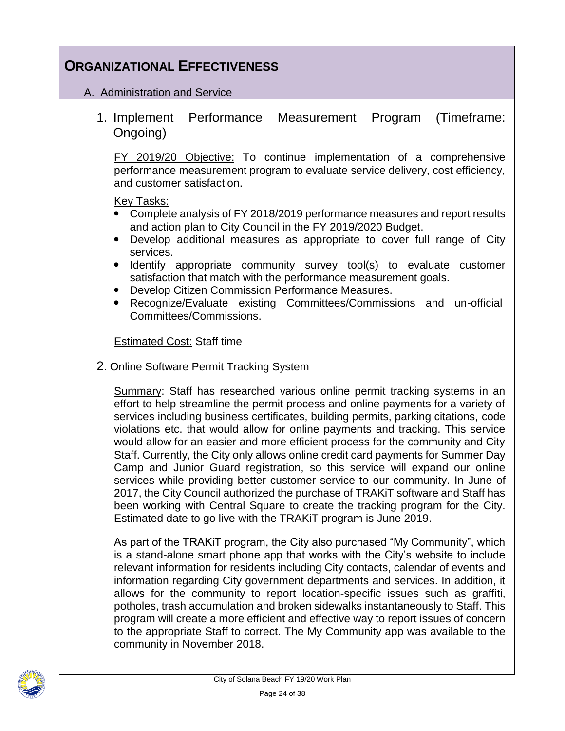# ORGANIZATIONAL EFFECTIVENESS

## A. Administration and Service

### 1. Implement Performance Measurement Program (Timeframe: Ongoing)

FY 2019/20 Objective: To continue implementation of a comprehensive performance measurement program to evaluate service delivery, cost efficiency, and customer satisfaction.

Key Tasks:

- Complete analysis of FY 2018/2019 performance measures and report results and action plan to City Council in the FY 2019/2020 Budget.
- Develop additional measures as appropriate to cover full range of City services.
- Identify appropriate community survey tool(s) to evaluate customer satisfaction that match with the performance measurement goals.
- Develop Citizen Commission Performance Measures.
- Recognize/Evaluate existing Committees/Commissions and un-official Committees/Commissions.

Estimated Cost: Staff time

### 2. Online Software Permit Tracking System

Summary: Staff has researched various online permit tracking systems in an effort to help streamline the permit process and online payments for a variety of services including business certificates, building permits, parking citations, code violations etc. that would allow for online payments and tracking. This service would allow for an easier and more efficient process for the community and City Staff. Currently, the City only allows online credit card payments for Summer Day Camp and Junior Guard registration, so this service will expand our online services while providing better customer service to our community. In June of 2017, the City Council authorized the purchase of TRAKiT software and Staff has been working with Central Square to create the tracking program for the City. Estimated date to go live with the TRAKiT program is June 2019.

As part of the TRAKiT program, the City also purchased "My Community", which is a stand-alone smart phone app that works with the City's website to include relevant information for residents including City contacts, calendar of events and information regarding City government departments and services. In addition, it allows for the community to report location-specific issues such as graffiti, potholes, trash accumulation and broken sidewalks instantaneously to Staff. This program will create a more efficient and effective way to report issues of concern to the appropriate Staff to correct. The My Community app was available to the community in November 2018.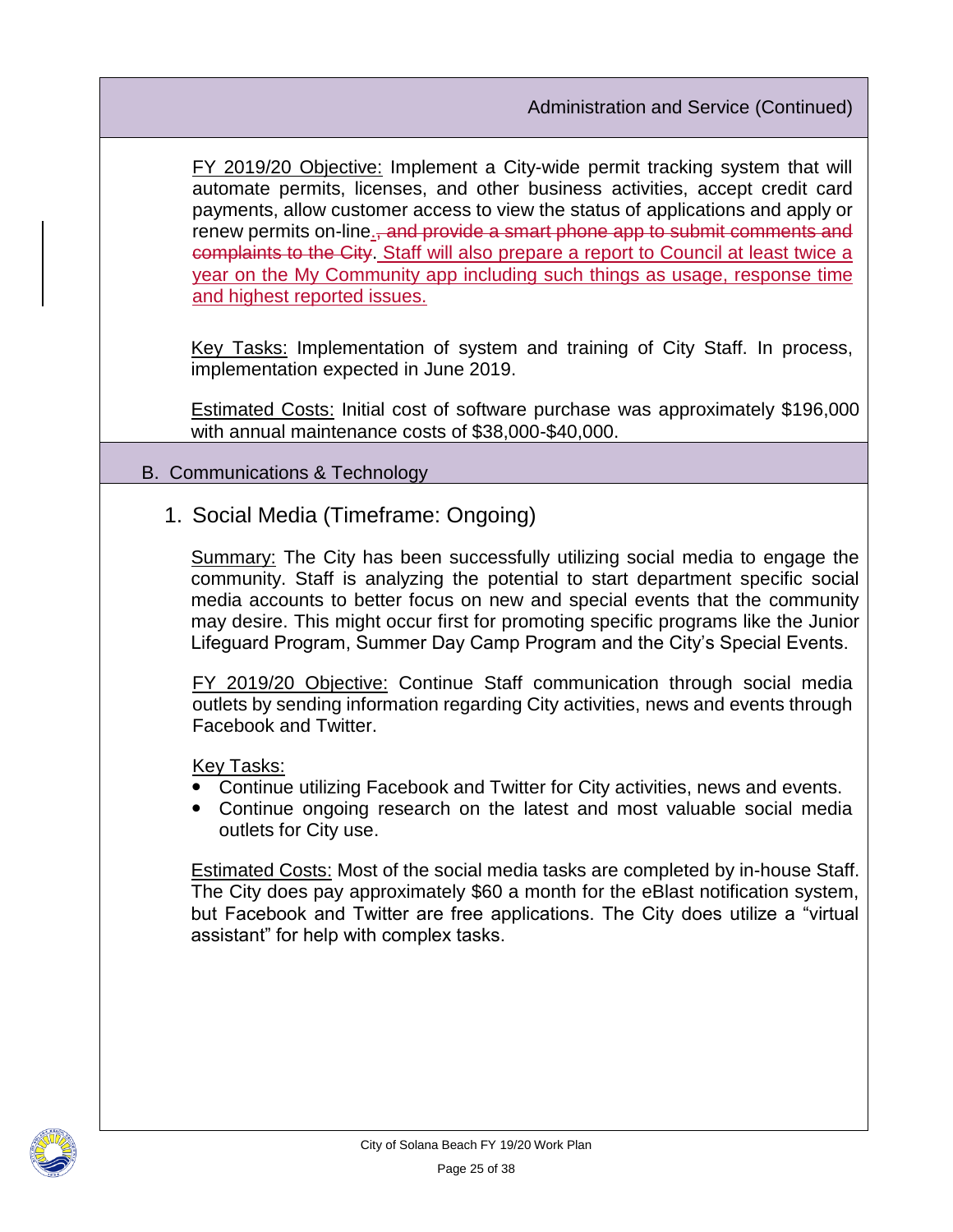Administration and Service (Continued)

FY 2019/20 Objective: Implement a City-wide permit tracking system that will automate permits, licenses, and other business activities, accept credit card payments, allow customer access to view the status of applications and apply or renew permits on-line., ~~and provide a smart phone app to submit comments and complaints to the City~~. Staff will also prepare a report to Council at least twice a year on the My Community app including such things as usage, response time and highest reported issues.

Key Tasks: Implementation of system and training of City Staff. In process, implementation expected in June 2019.

Estimated Costs: Initial cost of software purchase was approximately $196,000 with annual maintenance costs of $38,000-$40,000.

## B. Communications & Technology

### 1. Social Media (Timeframe: Ongoing)

Summary: The City has been successfully utilizing social media to engage the community. Staff is analyzing the potential to start department specific social media accounts to better focus on new and special events that the community may desire. This might occur first for promoting specific programs like the Junior Lifeguard Program, Summer Day Camp Program and the City's Special Events.

FY 2019/20 Objective: Continue Staff communication through social media outlets by sending information regarding City activities, news and events through Facebook and Twitter.

Key Tasks:

- Continue utilizing Facebook and Twitter for City activities, news and events.
- Continue ongoing research on the latest and most valuable social media outlets for City use.

Estimated Costs: Most of the social media tasks are completed by in-house Staff. The City does pay approximately $60 a month for the eBlast notification system, but Facebook and Twitter are free applications. The City does utilize a "virtual assistant" for help with complex tasks.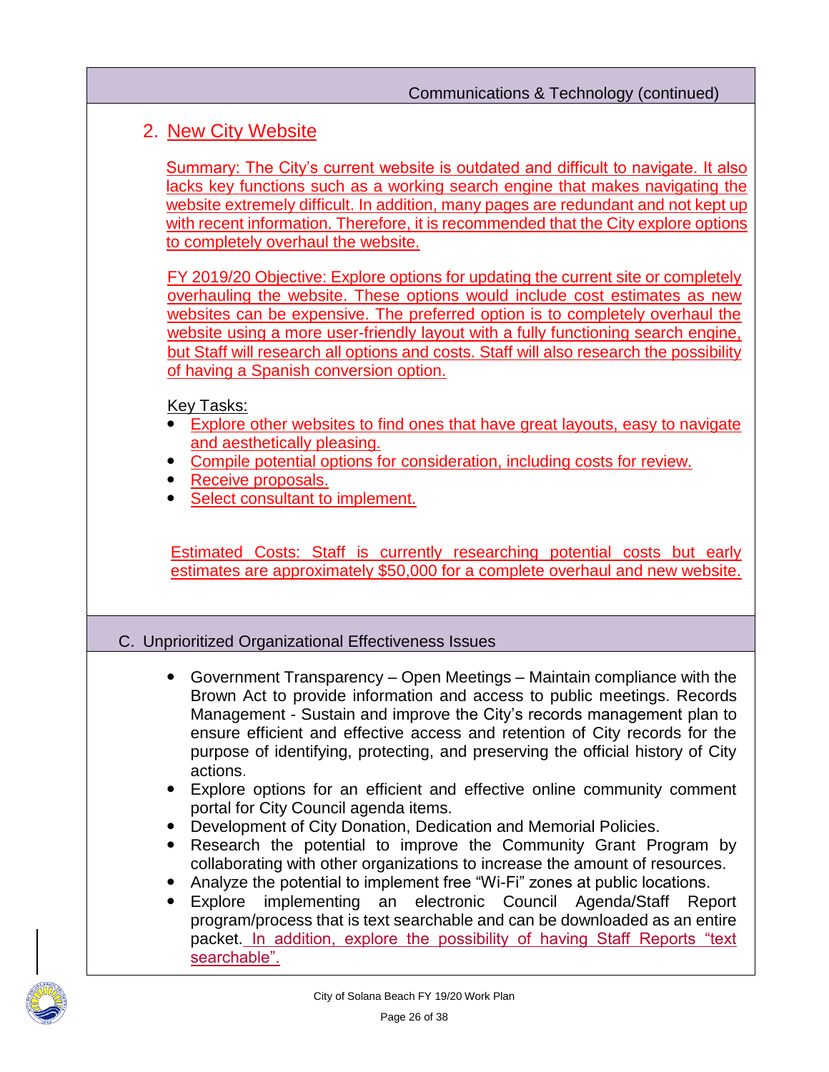Communications & Technology (continued)

## 2. New City Website

Summary: The City's current website is outdated and difficult to navigate. It also lacks key functions such as a working search engine that makes navigating the website extremely difficult. In addition, many pages are redundant and not kept up with recent information. Therefore, it is recommended that the City explore options to completely overhaul the website.

FY 2019/20 Objective: Explore options for updating the current site or completely overhauling the website. These options would include cost estimates as new websites can be expensive. The preferred option is to completely overhaul the website using a more user-friendly layout with a fully functioning search engine, but Staff will research all options and costs. Staff will also research the possibility of having a Spanish conversion option.

Key Tasks:

- Explore other websites to find ones that have great layouts, easy to navigate and aesthetically pleasing.
- Compile potential options for consideration, including costs for review.
- Receive proposals.
- Select consultant to implement.

Estimated Costs: Staff is currently researching potential costs but early estimates are approximately $50,000 for a complete overhaul and new website.

## C. Unprioritized Organizational Effectiveness Issues

- Government Transparency – Open Meetings – Maintain compliance with the Brown Act to provide information and access to public meetings. Records Management - Sustain and improve the City's records management plan to ensure efficient and effective access and retention of City records for the purpose of identifying, protecting, and preserving the official history of City actions.
- Explore options for an efficient and effective online community comment portal for City Council agenda items.
- Development of City Donation, Dedication and Memorial Policies.
- Research the potential to improve the Community Grant Program by collaborating with other organizations to increase the amount of resources.
- Analyze the potential to implement free "Wi-Fi" zones at public locations.
- Explore implementing an electronic Council Agenda/Staff Report program/process that is text searchable and can be downloaded as an entire packet. In addition, explore the possibility of having Staff Reports "text searchable".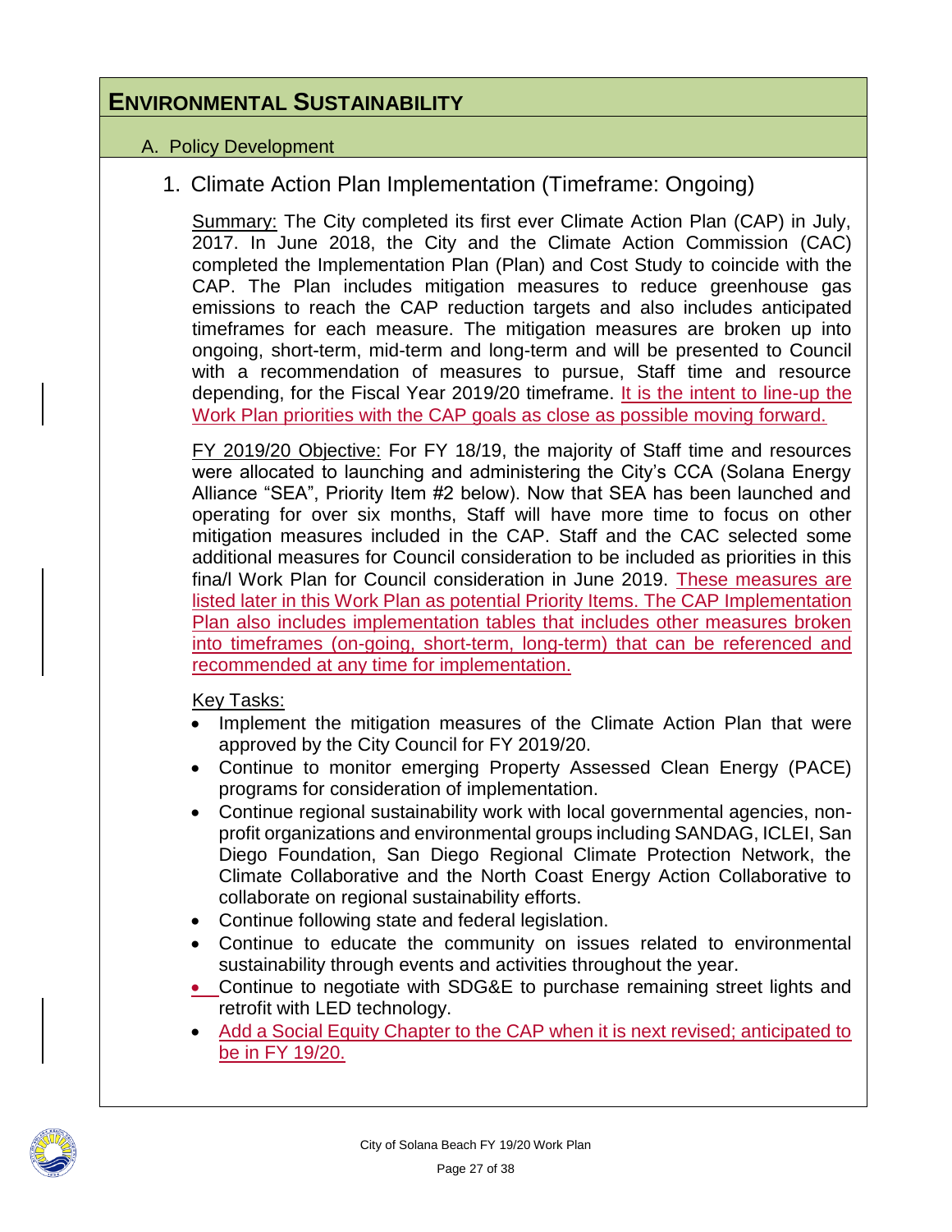# Environmental Sustainability

## A. Policy Development

### 1. Climate Action Plan Implementation (Timeframe: Ongoing)

Summary: The City completed its first ever Climate Action Plan (CAP) in July, 2017. In June 2018, the City and the Climate Action Commission (CAC) completed the Implementation Plan (Plan) and Cost Study to coincide with the CAP. The Plan includes mitigation measures to reduce greenhouse gas emissions to reach the CAP reduction targets and also includes anticipated timeframes for each measure. The mitigation measures are broken up into ongoing, short-term, mid-term and long-term and will be presented to Council with a recommendation of measures to pursue, Staff time and resource depending, for the Fiscal Year 2019/20 timeframe. It is the intent to line-up the Work Plan priorities with the CAP goals as close as possible moving forward.

FY 2019/20 Objective: For FY 18/19, the majority of Staff time and resources were allocated to launching and administering the City's CCA (Solana Energy Alliance "SEA", Priority Item #2 below). Now that SEA has been launched and operating for over six months, Staff will have more time to focus on other mitigation measures included in the CAP. Staff and the CAC selected some additional measures for Council consideration to be included as priorities in this fina/l Work Plan for Council consideration in June 2019. These measures are listed later in this Work Plan as potential Priority Items. The CAP Implementation Plan also includes implementation tables that includes other measures broken into timeframes (on-going, short-term, long-term) that can be referenced and recommended at any time for implementation.

Key Tasks:

- Implement the mitigation measures of the Climate Action Plan that were approved by the City Council for FY 2019/20.
- Continue to monitor emerging Property Assessed Clean Energy (PACE) programs for consideration of implementation.
- Continue regional sustainability work with local governmental agencies, non-profit organizations and environmental groups including SANDAG, ICLEI, San Diego Foundation, San Diego Regional Climate Protection Network, the Climate Collaborative and the North Coast Energy Action Collaborative to collaborate on regional sustainability efforts.
- Continue following state and federal legislation.
- Continue to educate the community on issues related to environmental sustainability through events and activities throughout the year.
- Continue to negotiate with SDG&E to purchase remaining street lights and retrofit with LED technology.
- Add a Social Equity Chapter to the CAP when it is next revised; anticipated to be in FY 19/20.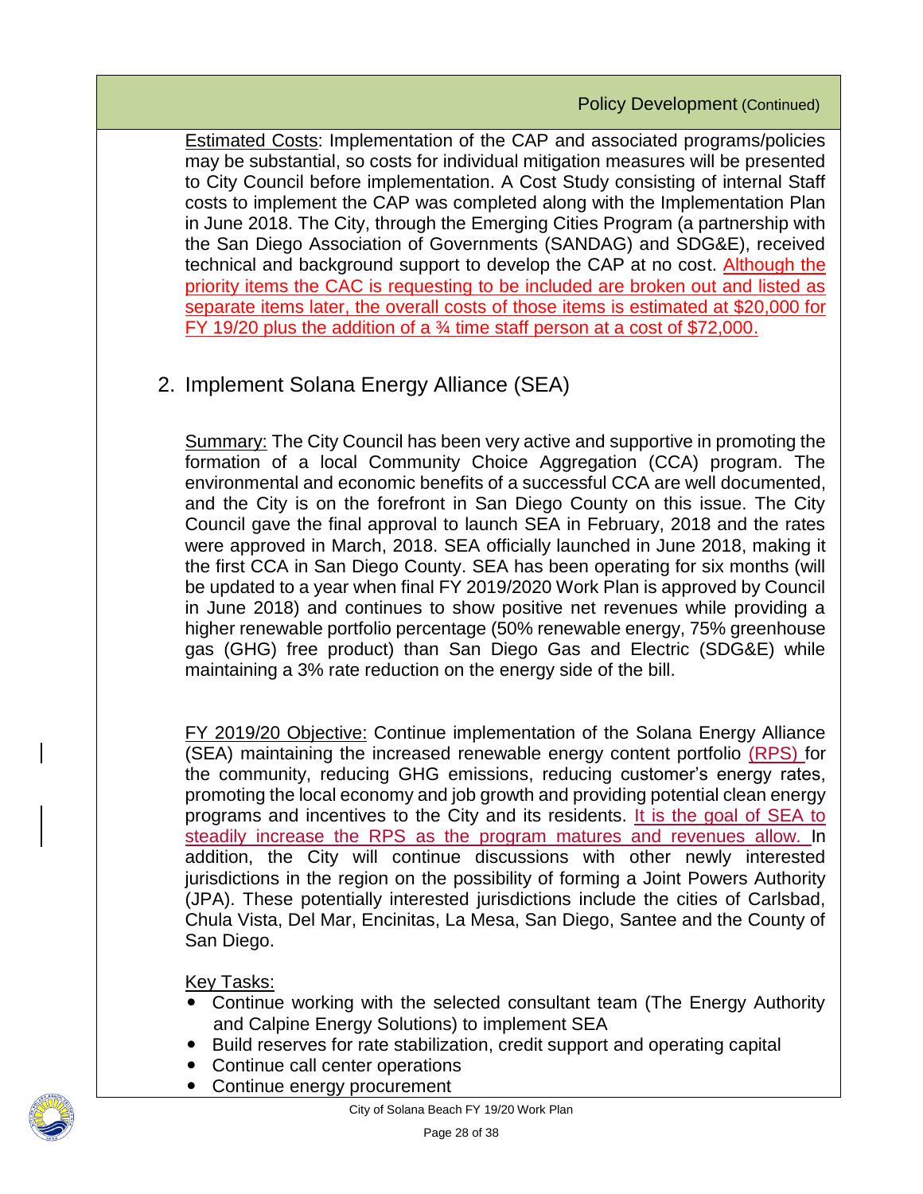Policy Development (Continued)

Estimated Costs: Implementation of the CAP and associated programs/policies may be substantial, so costs for individual mitigation measures will be presented to City Council before implementation. A Cost Study consisting of internal Staff costs to implement the CAP was completed along with the Implementation Plan in June 2018. The City, through the Emerging Cities Program (a partnership with the San Diego Association of Governments (SANDAG) and SDG&E), received technical and background support to develop the CAP at no cost. Although the priority items the CAC is requesting to be included are broken out and listed as separate items later, the overall costs of those items is estimated at $20,000 for FY 19/20 plus the addition of a ¾ time staff person at a cost of $72,000.

## 2. Implement Solana Energy Alliance (SEA)

Summary: The City Council has been very active and supportive in promoting the formation of a local Community Choice Aggregation (CCA) program. The environmental and economic benefits of a successful CCA are well documented, and the City is on the forefront in San Diego County on this issue. The City Council gave the final approval to launch SEA in February, 2018 and the rates were approved in March, 2018. SEA officially launched in June 2018, making it the first CCA in San Diego County. SEA has been operating for six months (will be updated to a year when final FY 2019/2020 Work Plan is approved by Council in June 2018) and continues to show positive net revenues while providing a higher renewable portfolio percentage (50% renewable energy, 75% greenhouse gas (GHG) free product) than San Diego Gas and Electric (SDG&E) while maintaining a 3% rate reduction on the energy side of the bill.

FY 2019/20 Objective: Continue implementation of the Solana Energy Alliance (SEA) maintaining the increased renewable energy content portfolio (RPS) for the community, reducing GHG emissions, reducing customer's energy rates, promoting the local economy and job growth and providing potential clean energy programs and incentives to the City and its residents. It is the goal of SEA to steadily increase the RPS as the program matures and revenues allow. In addition, the City will continue discussions with other newly interested jurisdictions in the region on the possibility of forming a Joint Powers Authority (JPA). These potentially interested jurisdictions include the cities of Carlsbad, Chula Vista, Del Mar, Encinitas, La Mesa, San Diego, Santee and the County of San Diego.

Key Tasks:

- Continue working with the selected consultant team (The Energy Authority and Calpine Energy Solutions) to implement SEA
- Build reserves for rate stabilization, credit support and operating capital
- Continue call center operations
- Continue energy procurement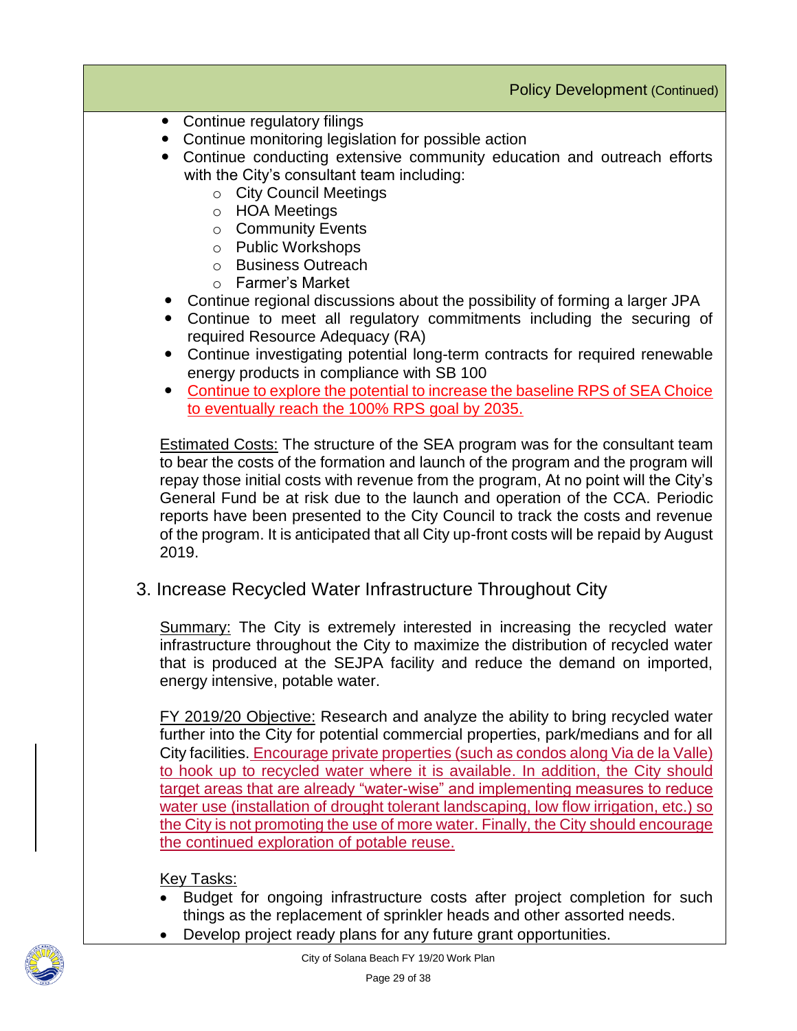Policy Development (Continued)

- Continue regulatory filings
- Continue monitoring legislation for possible action
- Continue conducting extensive community education and outreach efforts with the City's consultant team including:
  - City Council Meetings
  - HOA Meetings
  - Community Events
  - Public Workshops
  - Business Outreach
  - Farmer's Market
- Continue regional discussions about the possibility of forming a larger JPA
- Continue to meet all regulatory commitments including the securing of required Resource Adequacy (RA)
- Continue investigating potential long-term contracts for required renewable energy products in compliance with SB 100
- Continue to explore the potential to increase the baseline RPS of SEA Choice to eventually reach the 100% RPS goal by 2035.

Estimated Costs: The structure of the SEA program was for the consultant team to bear the costs of the formation and launch of the program and the program will repay those initial costs with revenue from the program, At no point will the City's General Fund be at risk due to the launch and operation of the CCA. Periodic reports have been presented to the City Council to track the costs and revenue of the program. It is anticipated that all City up-front costs will be repaid by August 2019.

## 3. Increase Recycled Water Infrastructure Throughout City

Summary: The City is extremely interested in increasing the recycled water infrastructure throughout the City to maximize the distribution of recycled water that is produced at the SEJPA facility and reduce the demand on imported, energy intensive, potable water.

FY 2019/20 Objective: Research and analyze the ability to bring recycled water further into the City for potential commercial properties, park/medians and for all City facilities. Encourage private properties (such as condos along Via de la Valle) to hook up to recycled water where it is available. In addition, the City should target areas that are already "water-wise" and implementing measures to reduce water use (installation of drought tolerant landscaping, low flow irrigation, etc.) so the City is not promoting the use of more water. Finally, the City should encourage the continued exploration of potable reuse.

Key Tasks:

- Budget for ongoing infrastructure costs after project completion for such things as the replacement of sprinkler heads and other assorted needs.
- Develop project ready plans for any future grant opportunities.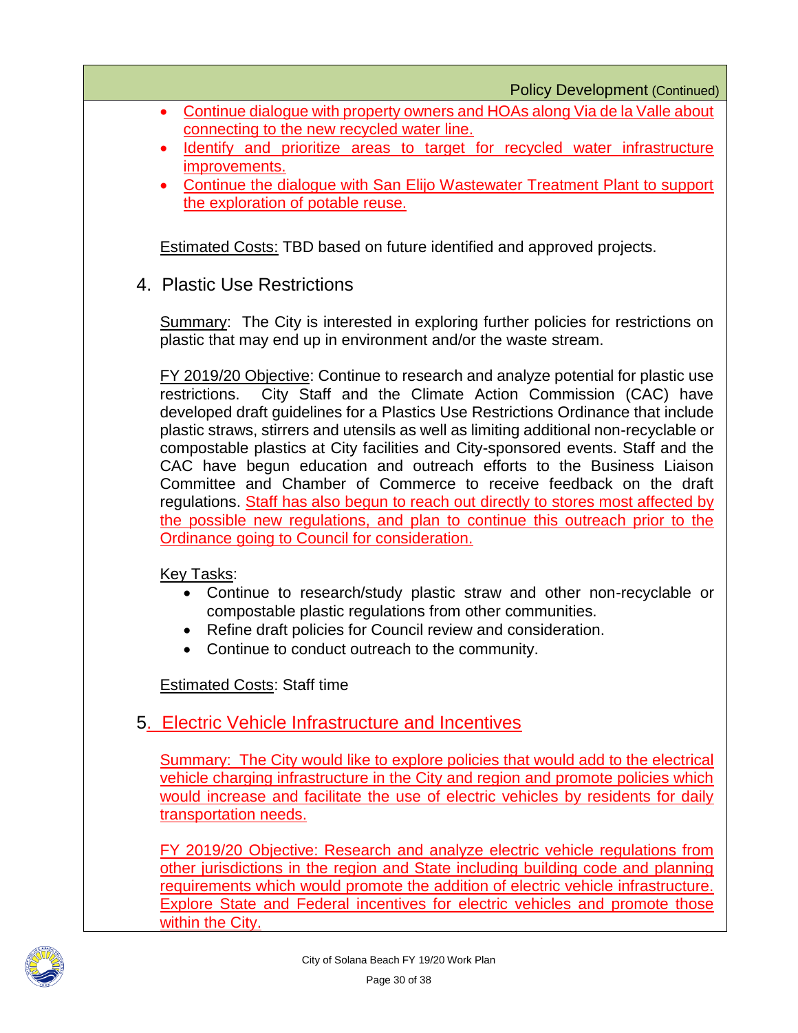Policy Development (Continued)

- Continue dialogue with property owners and HOAs along Via de la Valle about connecting to the new recycled water line.
- Identify and prioritize areas to target for recycled water infrastructure improvements.
- Continue the dialogue with San Elijo Wastewater Treatment Plant to support the exploration of potable reuse.

Estimated Costs: TBD based on future identified and approved projects.

## 4. Plastic Use Restrictions

Summary: The City is interested in exploring further policies for restrictions on plastic that may end up in environment and/or the waste stream.

FY 2019/20 Objective: Continue to research and analyze potential for plastic use restrictions. City Staff and the Climate Action Commission (CAC) have developed draft guidelines for a Plastics Use Restrictions Ordinance that include plastic straws, stirrers and utensils as well as limiting additional non-recyclable or compostable plastics at City facilities and City-sponsored events. Staff and the CAC have begun education and outreach efforts to the Business Liaison Committee and Chamber of Commerce to receive feedback on the draft regulations. Staff has also begun to reach out directly to stores most affected by the possible new regulations, and plan to continue this outreach prior to the Ordinance going to Council for consideration.

Key Tasks:

- Continue to research/study plastic straw and other non-recyclable or compostable plastic regulations from other communities.
- Refine draft policies for Council review and consideration.
- Continue to conduct outreach to the community.

Estimated Costs: Staff time

## 5. Electric Vehicle Infrastructure and Incentives

Summary: The City would like to explore policies that would add to the electrical vehicle charging infrastructure in the City and region and promote policies which would increase and facilitate the use of electric vehicles by residents for daily transportation needs.

FY 2019/20 Objective: Research and analyze electric vehicle regulations from other jurisdictions in the region and State including building code and planning requirements which would promote the addition of electric vehicle infrastructure. Explore State and Federal incentives for electric vehicles and promote those within the City.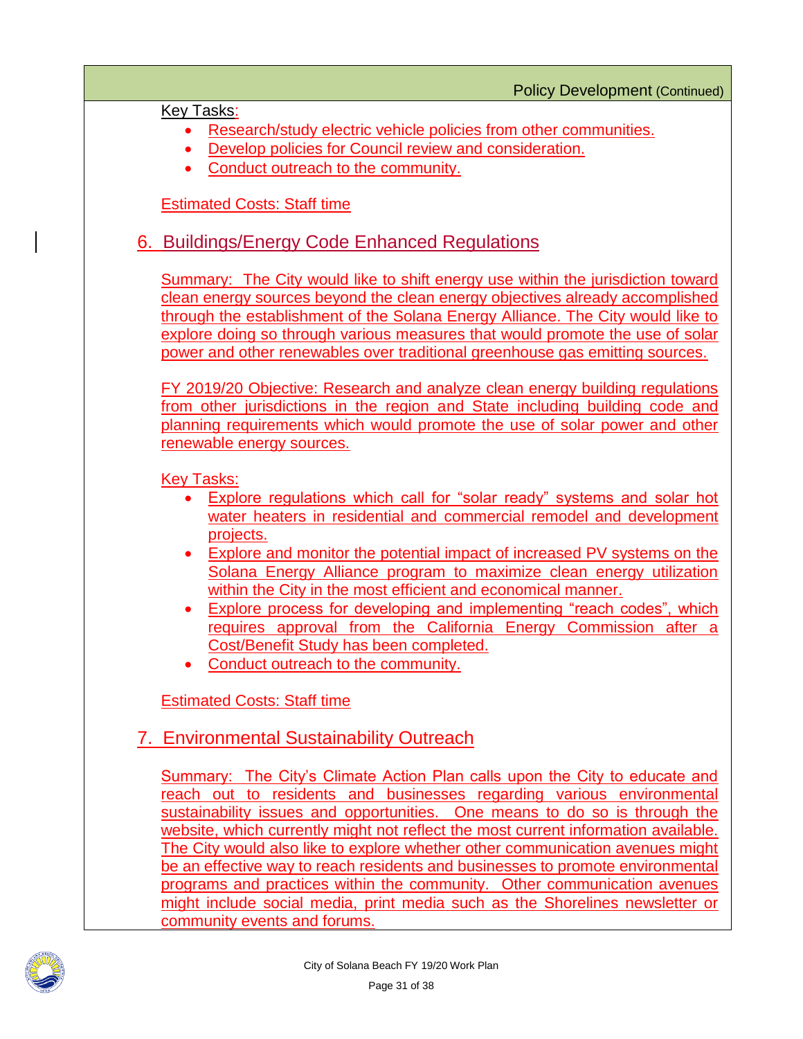Policy Development (Continued)

Key Tasks:

- Research/study electric vehicle policies from other communities.
- Develop policies for Council review and consideration.
- Conduct outreach to the community.

Estimated Costs: Staff time

## 6. Buildings/Energy Code Enhanced Regulations

Summary: The City would like to shift energy use within the jurisdiction toward clean energy sources beyond the clean energy objectives already accomplished through the establishment of the Solana Energy Alliance. The City would like to explore doing so through various measures that would promote the use of solar power and other renewables over traditional greenhouse gas emitting sources.

FY 2019/20 Objective: Research and analyze clean energy building regulations from other jurisdictions in the region and State including building code and planning requirements which would promote the use of solar power and other renewable energy sources.

Key Tasks:

- Explore regulations which call for "solar ready" systems and solar hot water heaters in residential and commercial remodel and development projects.
- Explore and monitor the potential impact of increased PV systems on the Solana Energy Alliance program to maximize clean energy utilization within the City in the most efficient and economical manner.
- Explore process for developing and implementing "reach codes", which requires approval from the California Energy Commission after a Cost/Benefit Study has been completed.
- Conduct outreach to the community.

Estimated Costs: Staff time

## 7. Environmental Sustainability Outreach

Summary: The City's Climate Action Plan calls upon the City to educate and reach out to residents and businesses regarding various environmental sustainability issues and opportunities. One means to do so is through the website, which currently might not reflect the most current information available. The City would also like to explore whether other communication avenues might be an effective way to reach residents and businesses to promote environmental programs and practices within the community. Other communication avenues might include social media, print media such as the Shorelines newsletter or community events and forums.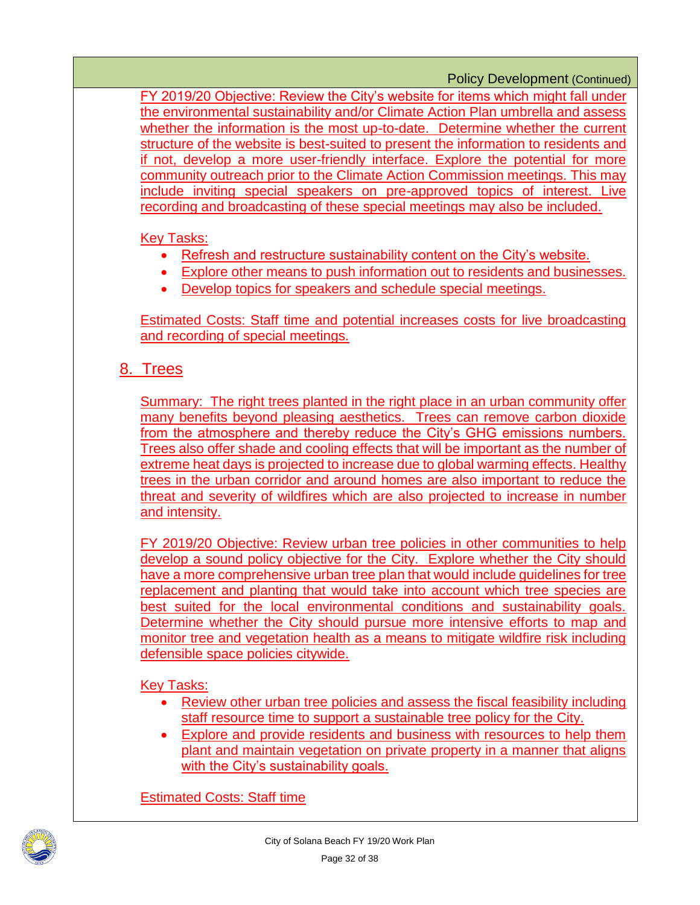Policy Development (Continued)

FY 2019/20 Objective: Review the City's website for items which might fall under the environmental sustainability and/or Climate Action Plan umbrella and assess whether the information is the most up-to-date. Determine whether the current structure of the website is best-suited to present the information to residents and if not, develop a more user-friendly interface. Explore the potential for more community outreach prior to the Climate Action Commission meetings. This may include inviting special speakers on pre-approved topics of interest. Live recording and broadcasting of these special meetings may also be included.

Key Tasks:

- Refresh and restructure sustainability content on the City's website.
- Explore other means to push information out to residents and businesses.
- Develop topics for speakers and schedule special meetings.

Estimated Costs: Staff time and potential increases costs for live broadcasting and recording of special meetings.

## 8. Trees

Summary: The right trees planted in the right place in an urban community offer many benefits beyond pleasing aesthetics. Trees can remove carbon dioxide from the atmosphere and thereby reduce the City's GHG emissions numbers. Trees also offer shade and cooling effects that will be important as the number of extreme heat days is projected to increase due to global warming effects. Healthy trees in the urban corridor and around homes are also important to reduce the threat and severity of wildfires which are also projected to increase in number and intensity.

FY 2019/20 Objective: Review urban tree policies in other communities to help develop a sound policy objective for the City. Explore whether the City should have a more comprehensive urban tree plan that would include guidelines for tree replacement and planting that would take into account which tree species are best suited for the local environmental conditions and sustainability goals. Determine whether the City should pursue more intensive efforts to map and monitor tree and vegetation health as a means to mitigate wildfire risk including defensible space policies citywide.

Key Tasks:

- Review other urban tree policies and assess the fiscal feasibility including staff resource time to support a sustainable tree policy for the City.
- Explore and provide residents and business with resources to help them plant and maintain vegetation on private property in a manner that aligns with the City's sustainability goals.

Estimated Costs: Staff time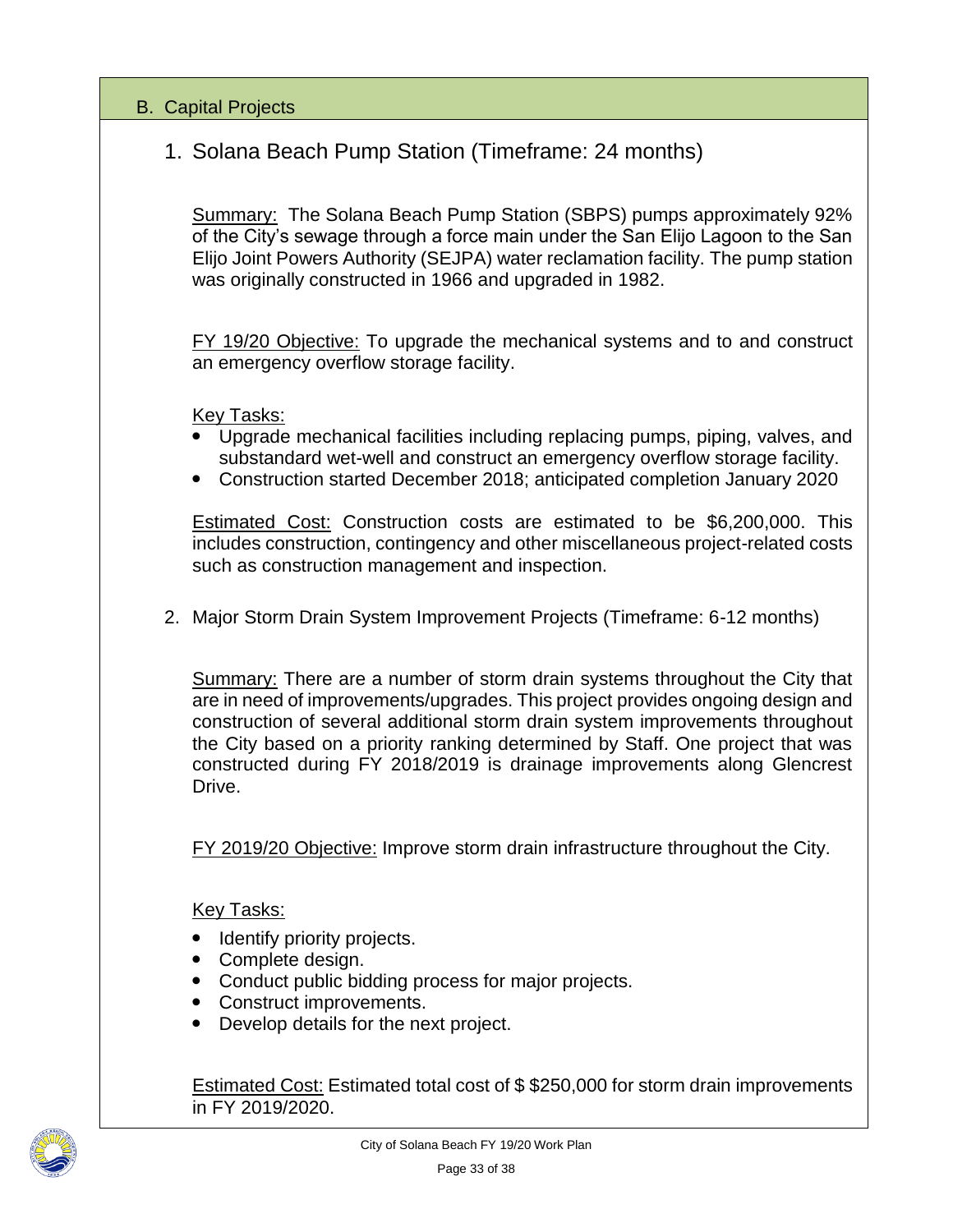## B. Capital Projects

### 1. Solana Beach Pump Station (Timeframe: 24 months)

Summary: The Solana Beach Pump Station (SBPS) pumps approximately 92% of the City's sewage through a force main under the San Elijo Lagoon to the San Elijo Joint Powers Authority (SEJPA) water reclamation facility. The pump station was originally constructed in 1966 and upgraded in 1982.

FY 19/20 Objective: To upgrade the mechanical systems and to and construct an emergency overflow storage facility.

Key Tasks:

- Upgrade mechanical facilities including replacing pumps, piping, valves, and substandard wet-well and construct an emergency overflow storage facility.
- Construction started December 2018; anticipated completion January 2020

Estimated Cost: Construction costs are estimated to be $6,200,000. This includes construction, contingency and other miscellaneous project-related costs such as construction management and inspection.

### 2. Major Storm Drain System Improvement Projects (Timeframe: 6-12 months)

Summary: There are a number of storm drain systems throughout the City that are in need of improvements/upgrades. This project provides ongoing design and construction of several additional storm drain system improvements throughout the City based on a priority ranking determined by Staff. One project that was constructed during FY 2018/2019 is drainage improvements along Glencrest Drive.

FY 2019/20 Objective: Improve storm drain infrastructure throughout the City.

Key Tasks:

- Identify priority projects.
- Complete design.
- Conduct public bidding process for major projects.
- Construct improvements.
- Develop details for the next project.

Estimated Cost: Estimated total cost of $ $250,000 for storm drain improvements in FY 2019/2020.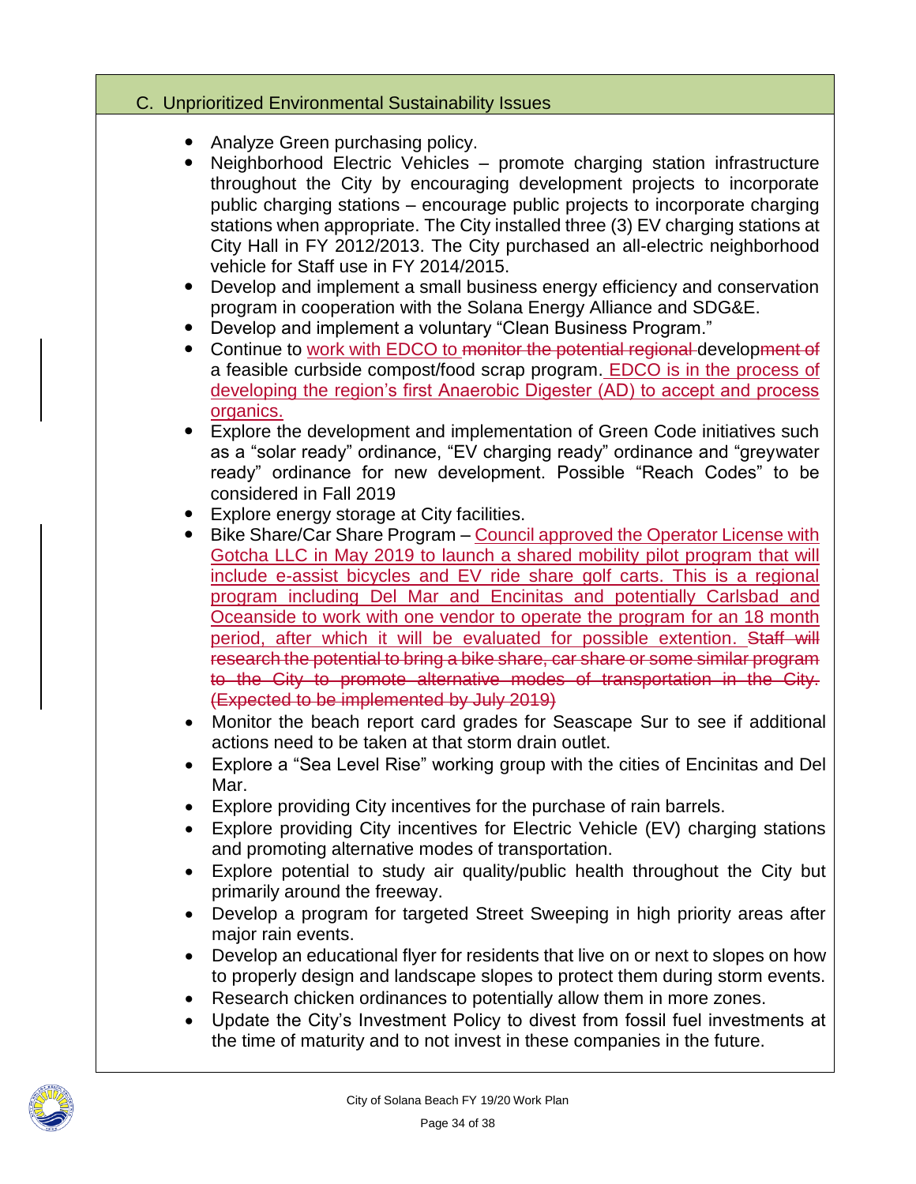## C. Unprioritized Environmental Sustainability Issues

- Analyze Green purchasing policy.
- Neighborhood Electric Vehicles – promote charging station infrastructure throughout the City by encouraging development projects to incorporate public charging stations – encourage public projects to incorporate charging stations when appropriate. The City installed three (3) EV charging stations at City Hall in FY 2012/2013. The City purchased an all-electric neighborhood vehicle for Staff use in FY 2014/2015.
- Develop and implement a small business energy efficiency and conservation program in cooperation with the Solana Energy Alliance and SDG&E.
- Develop and implement a voluntary "Clean Business Program."
- Continue to work with EDCO to ~~monitor the potential regional~~ develop~~ment of~~ a feasible curbside compost/food scrap program. EDCO is in the process of developing the region's first Anaerobic Digester (AD) to accept and process organics.
- Explore the development and implementation of Green Code initiatives such as a "solar ready" ordinance, "EV charging ready" ordinance and "greywater ready" ordinance for new development. Possible "Reach Codes" to be considered in Fall 2019
- Explore energy storage at City facilities.
- Bike Share/Car Share Program – Council approved the Operator License with Gotcha LLC in May 2019 to launch a shared mobility pilot program that will include e-assist bicycles and EV ride share golf carts. This is a regional program including Del Mar and Encinitas and potentially Carlsbad and Oceanside to work with one vendor to operate the program for an 18 month period, after which it will be evaluated for possible extention. ~~Staff will research the potential to bring a bike share, car share or some similar program to the City to promote alternative modes of transportation in the City. (Expected to be implemented by July 2019)~~
- Monitor the beach report card grades for Seascape Sur to see if additional actions need to be taken at that storm drain outlet.
- Explore a "Sea Level Rise" working group with the cities of Encinitas and Del Mar.
- Explore providing City incentives for the purchase of rain barrels.
- Explore providing City incentives for Electric Vehicle (EV) charging stations and promoting alternative modes of transportation.
- Explore potential to study air quality/public health throughout the City but primarily around the freeway.
- Develop a program for targeted Street Sweeping in high priority areas after major rain events.
- Develop an educational flyer for residents that live on or next to slopes on how to properly design and landscape slopes to protect them during storm events.
- Research chicken ordinances to potentially allow them in more zones.
- Update the City's Investment Policy to divest from fossil fuel investments at the time of maturity and to not invest in these companies in the future.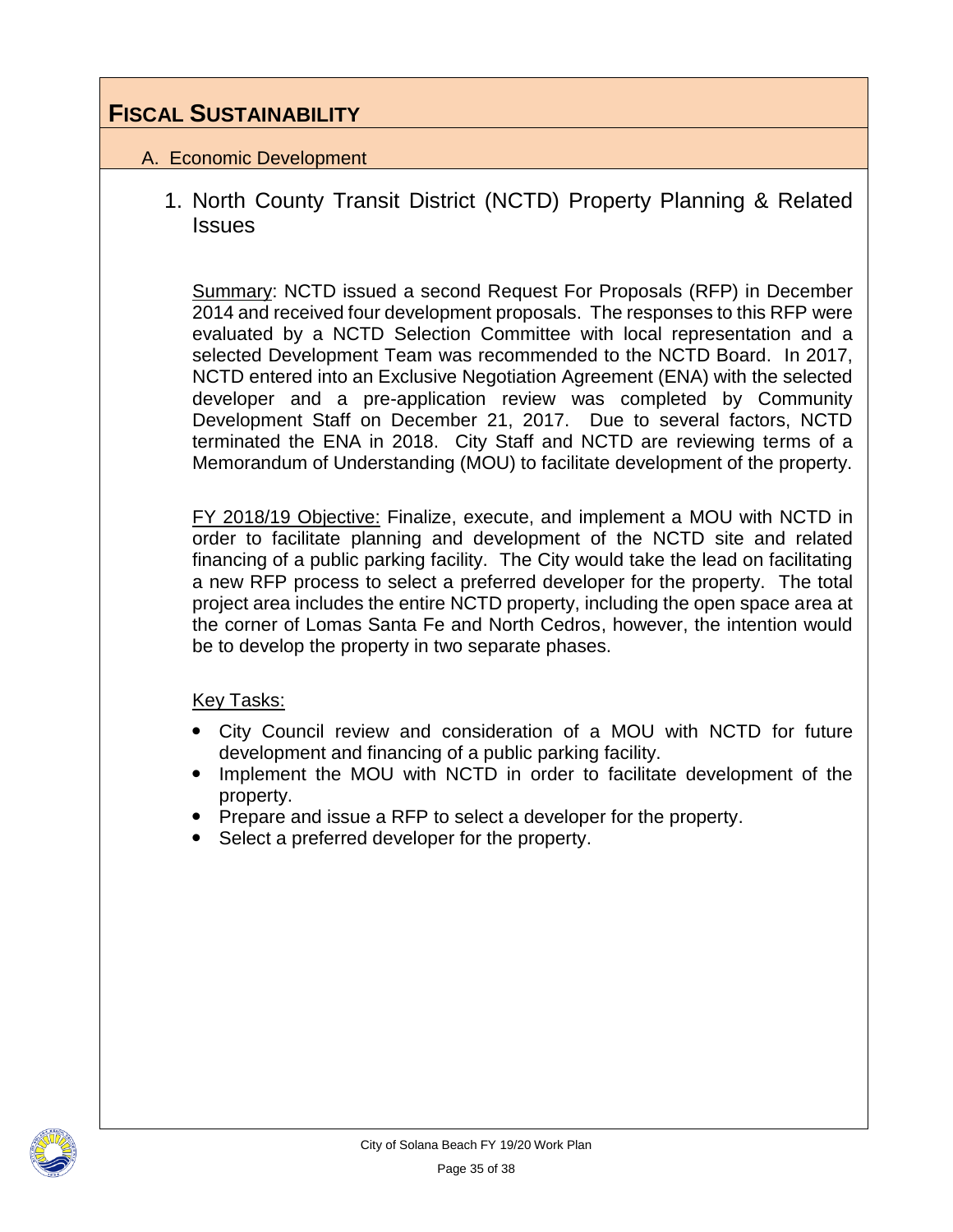# FISCAL SUSTAINABILITY

## A. Economic Development

### 1. North County Transit District (NCTD) Property Planning & Related Issues

Summary: NCTD issued a second Request For Proposals (RFP) in December 2014 and received four development proposals. The responses to this RFP were evaluated by a NCTD Selection Committee with local representation and a selected Development Team was recommended to the NCTD Board. In 2017, NCTD entered into an Exclusive Negotiation Agreement (ENA) with the selected developer and a pre-application review was completed by Community Development Staff on December 21, 2017. Due to several factors, NCTD terminated the ENA in 2018. City Staff and NCTD are reviewing terms of a Memorandum of Understanding (MOU) to facilitate development of the property.

FY 2018/19 Objective: Finalize, execute, and implement a MOU with NCTD in order to facilitate planning and development of the NCTD site and related financing of a public parking facility. The City would take the lead on facilitating a new RFP process to select a preferred developer for the property. The total project area includes the entire NCTD property, including the open space area at the corner of Lomas Santa Fe and North Cedros, however, the intention would be to develop the property in two separate phases.

Key Tasks:

- City Council review and consideration of a MOU with NCTD for future development and financing of a public parking facility.
- Implement the MOU with NCTD in order to facilitate development of the property.
- Prepare and issue a RFP to select a developer for the property.
- Select a preferred developer for the property.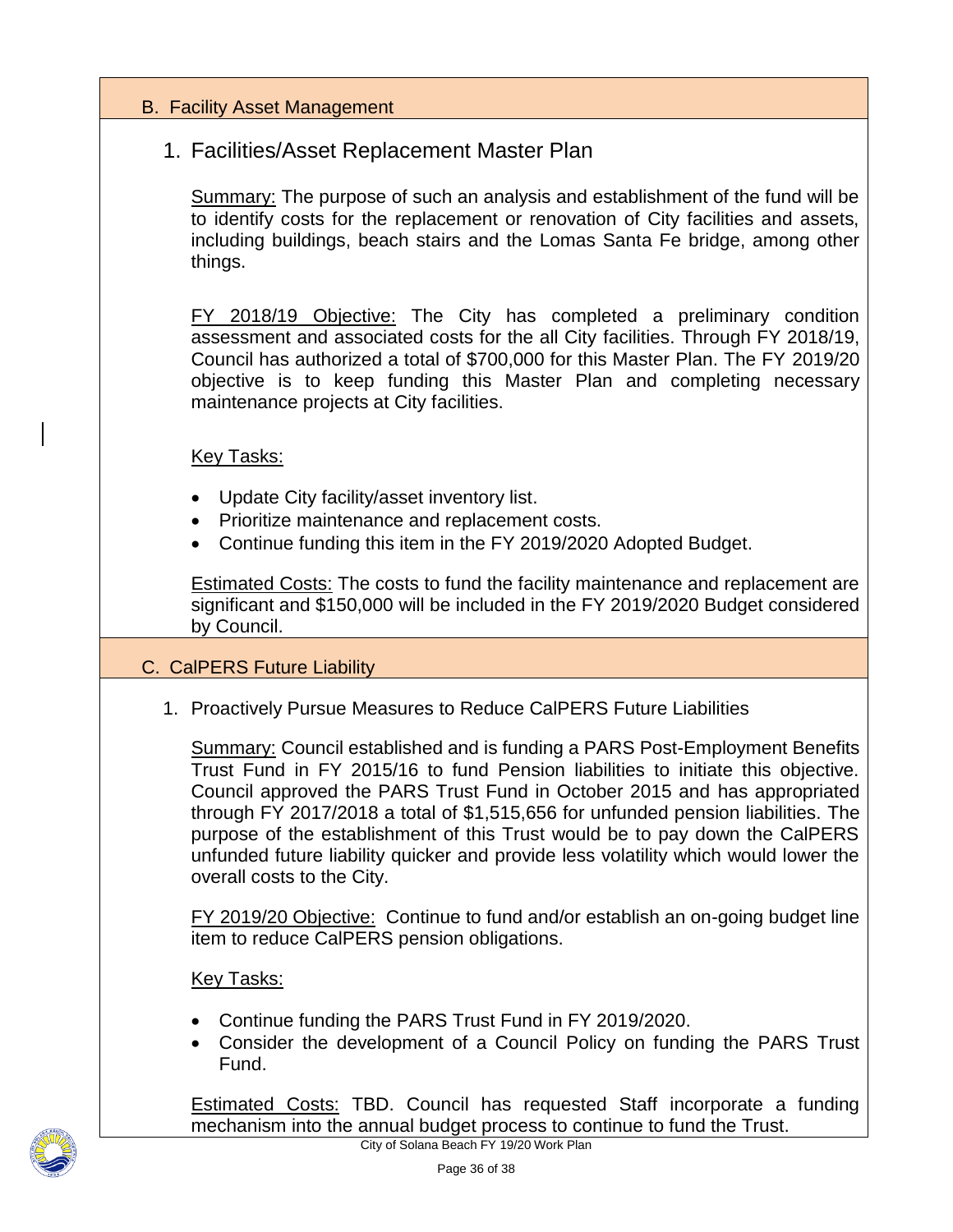## B. Facility Asset Management

### 1. Facilities/Asset Replacement Master Plan

Summary: The purpose of such an analysis and establishment of the fund will be to identify costs for the replacement or renovation of City facilities and assets, including buildings, beach stairs and the Lomas Santa Fe bridge, among other things.

FY 2018/19 Objective: The City has completed a preliminary condition assessment and associated costs for the all City facilities. Through FY 2018/19, Council has authorized a total of $700,000 for this Master Plan. The FY 2019/20 objective is to keep funding this Master Plan and completing necessary maintenance projects at City facilities.

Key Tasks:

- Update City facility/asset inventory list.
- Prioritize maintenance and replacement costs.
- Continue funding this item in the FY 2019/2020 Adopted Budget.

Estimated Costs: The costs to fund the facility maintenance and replacement are significant and $150,000 will be included in the FY 2019/2020 Budget considered by Council.

## C. CalPERS Future Liability

1. Proactively Pursue Measures to Reduce CalPERS Future Liabilities

Summary: Council established and is funding a PARS Post-Employment Benefits Trust Fund in FY 2015/16 to fund Pension liabilities to initiate this objective. Council approved the PARS Trust Fund in October 2015 and has appropriated through FY 2017/2018 a total of $1,515,656 for unfunded pension liabilities. The purpose of the establishment of this Trust would be to pay down the CalPERS unfunded future liability quicker and provide less volatility which would lower the overall costs to the City.

FY 2019/20 Objective: Continue to fund and/or establish an on-going budget line item to reduce CalPERS pension obligations.

Key Tasks:

- Continue funding the PARS Trust Fund in FY 2019/2020.
- Consider the development of a Council Policy on funding the PARS Trust Fund.

Estimated Costs: TBD. Council has requested Staff incorporate a funding mechanism into the annual budget process to continue to fund the Trust.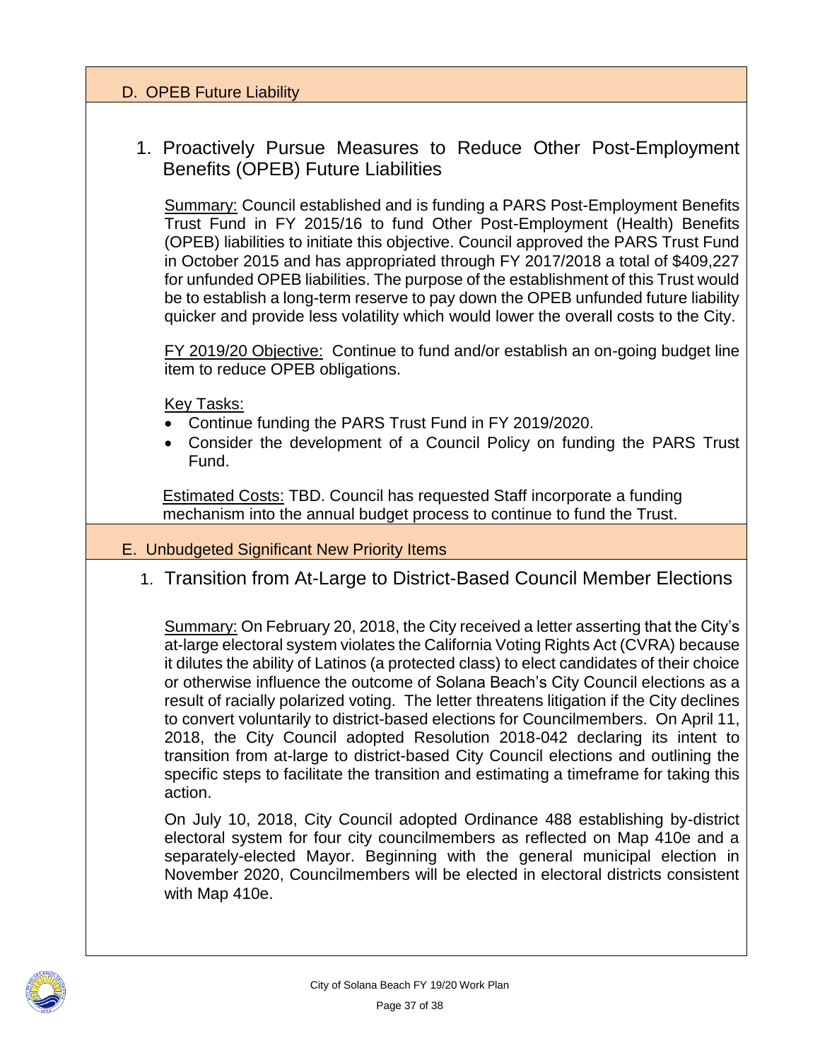## D. OPEB Future Liability

### 1. Proactively Pursue Measures to Reduce Other Post-Employment Benefits (OPEB) Future Liabilities

Summary: Council established and is funding a PARS Post-Employment Benefits Trust Fund in FY 2015/16 to fund Other Post-Employment (Health) Benefits (OPEB) liabilities to initiate this objective. Council approved the PARS Trust Fund in October 2015 and has appropriated through FY 2017/2018 a total of $409,227 for unfunded OPEB liabilities. The purpose of the establishment of this Trust would be to establish a long-term reserve to pay down the OPEB unfunded future liability quicker and provide less volatility which would lower the overall costs to the City.

FY 2019/20 Objective: Continue to fund and/or establish an on-going budget line item to reduce OPEB obligations.

Key Tasks:

- Continue funding the PARS Trust Fund in FY 2019/2020.
- Consider the development of a Council Policy on funding the PARS Trust Fund.

Estimated Costs: TBD. Council has requested Staff incorporate a funding mechanism into the annual budget process to continue to fund the Trust.

## E. Unbudgeted Significant New Priority Items

### 1. Transition from At-Large to District-Based Council Member Elections

Summary: On February 20, 2018, the City received a letter asserting that the City's at-large electoral system violates the California Voting Rights Act (CVRA) because it dilutes the ability of Latinos (a protected class) to elect candidates of their choice or otherwise influence the outcome of Solana Beach's City Council elections as a result of racially polarized voting. The letter threatens litigation if the City declines to convert voluntarily to district-based elections for Councilmembers. On April 11, 2018, the City Council adopted Resolution 2018-042 declaring its intent to transition from at-large to district-based City Council elections and outlining the specific steps to facilitate the transition and estimating a timeframe for taking this action.

On July 10, 2018, City Council adopted Ordinance 488 establishing by-district electoral system for four city councilmembers as reflected on Map 410e and a separately-elected Mayor. Beginning with the general municipal election in November 2020, Councilmembers will be elected in electoral districts consistent with Map 410e.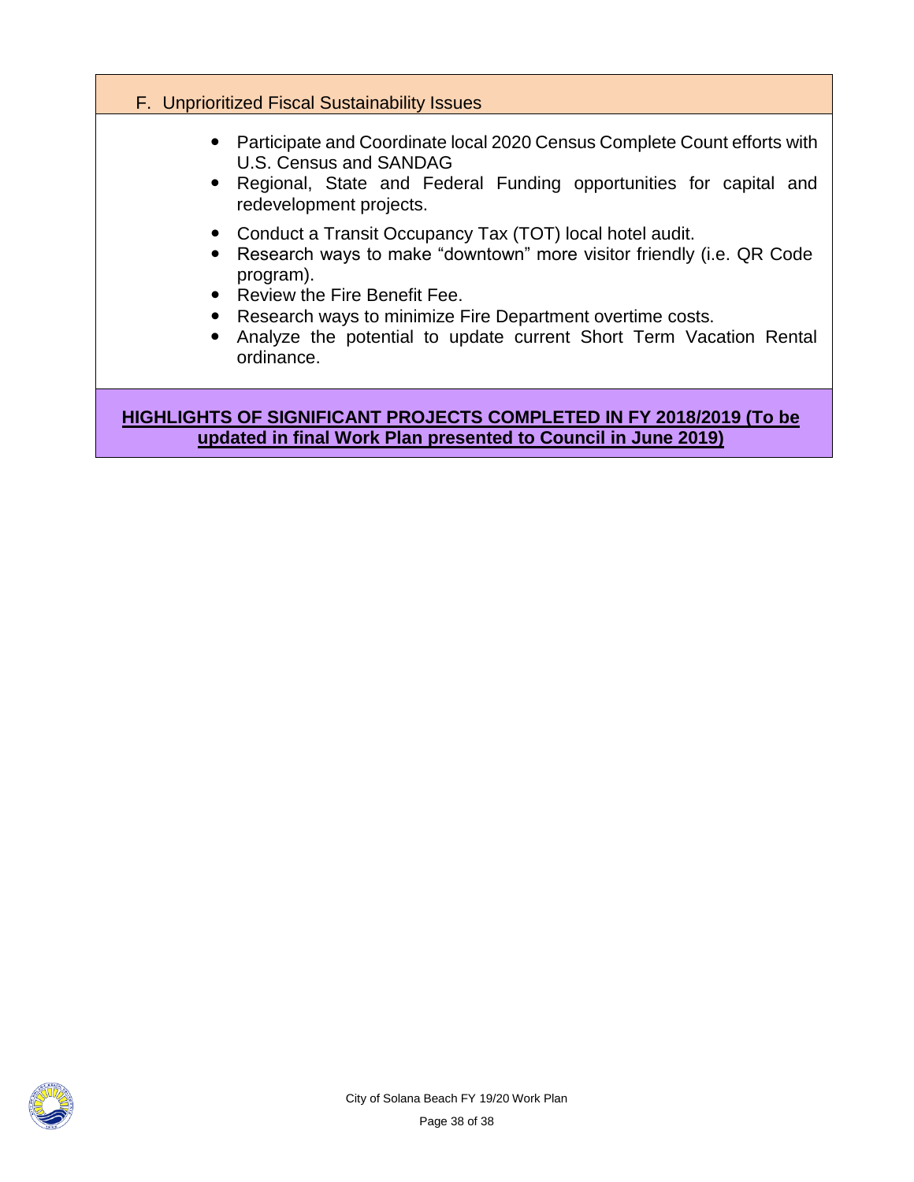## F. Unprioritized Fiscal Sustainability Issues

- Participate and Coordinate local 2020 Census Complete Count efforts with U.S. Census and SANDAG
- Regional, State and Federal Funding opportunities for capital and redevelopment projects.
- Conduct a Transit Occupancy Tax (TOT) local hotel audit.
- Research ways to make "downtown" more visitor friendly (i.e. QR Code program).
- Review the Fire Benefit Fee.
- Research ways to minimize Fire Department overtime costs.
- Analyze the potential to update current Short Term Vacation Rental ordinance.

## HIGHLIGHTS OF SIGNIFICANT PROJECTS COMPLETED IN FY 2018/2019 (To be updated in final Work Plan presented to Council in June 2019)